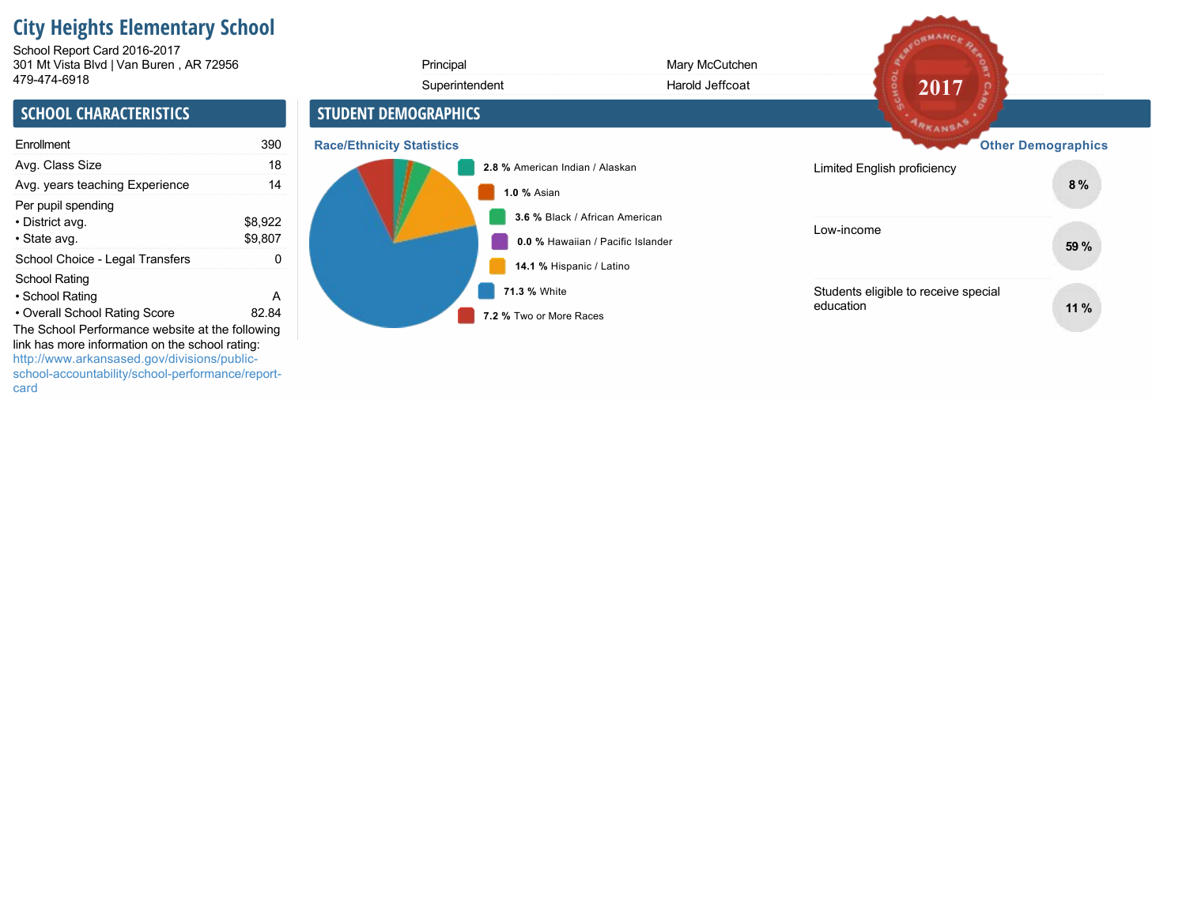# City Heights Elementary School

School Report Card 2016-2017
301 Mt Vista Blvd | Van Buren , AR 72956
479-474-6918

| | |
|---|---|
| Principal | Mary McCutchen |
| Superintendent | Harold Jeffcoat |

## SCHOOL CHARACTERISTICS

| | |
|---|---|
| Enrollment | 390 |
| Avg. Class Size | 18 |
| Avg. years teaching Experience | 14 |
| Per pupil spending | |
| • District avg. | $8,922 |
| • State avg. | $9,807 |
| School Choice - Legal Transfers | 0 |
| School Rating | |
| • School Rating | A |
| • Overall School Rating Score | 82.84 |

The School Performance website at the following link has more information on the school rating: http://www.arkansased.gov/divisions/public-school-accountability/school-performance/report-card

## STUDENT DEMOGRAPHICS

### Race/Ethnicity Statistics

- **2.8 %** American Indian / Alaskan
- **1.0 %** Asian
- **3.6 %** Black / African American
- **0.0 %** Hawaiian / Pacific Islander
- **14.1 %** Hispanic / Latino
- **71.3 %** White
- **7.2 %** Two or More Races

### Other Demographics

| | |
|---|---|
| Limited English proficiency | 8 % |
| Low-income | 59 % |
| Students eligible to receive special education | 11 % |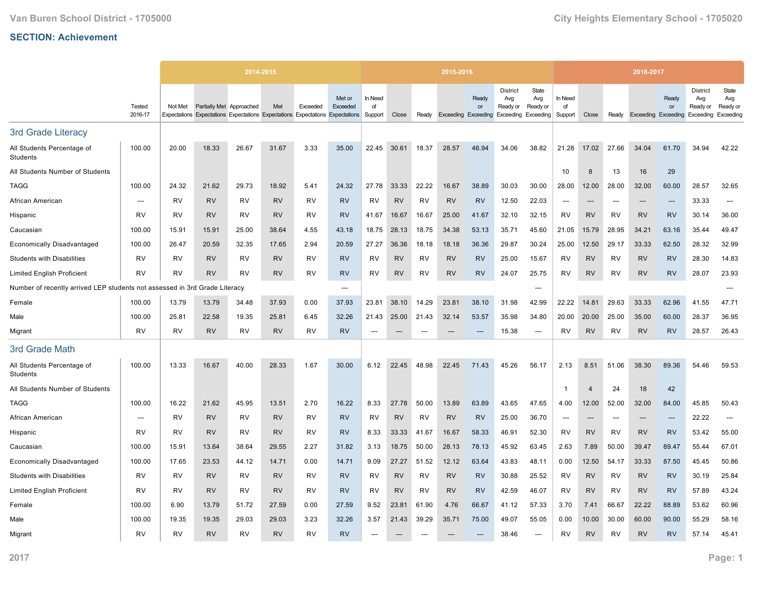Van Buren School District - 1705000 | City Heights Elementary School - 1705020

## SECTION: Achievement

| | Tested | 2014-2015 | | | | | | 2015-2016 | | | | | | | 2016-2017 | | | | | | |
|---|---|---|---|---|---|---|---|---|---|---|---|---|---|---|---|---|---|---|---|---|---|
| | Tested 2016-17 | Not Met Expectations | Partially Met Expectations | Approached Expectations | Met Expectations | Exceeded Expectations | Met or Exceeded Expectations | In Need of Support | Close | Ready | Exceeding | Ready or Exceeding | District Avg Ready or Exceeding | State Avg Ready or Exceeding | In Need of Support | Close | Ready | Exceeding | Ready or Exceeding | District Avg Ready or Exceeding | State Avg Ready or Exceeding |
| **3rd Grade Literacy** | | | | | | | | | | | | | | | | | | | | | |
| All Students Percentage of Students | 100.00 | 20.00 | 18.33 | 26.67 | 31.67 | 3.33 | 35.00 | 22.45 | 30.61 | 18.37 | 28.57 | 46.94 | 34.06 | 38.82 | 21.28 | 17.02 | 27.66 | 34.04 | 61.70 | 34.94 | 42.22 |
| All Students Number of Students | | | | | | | | | | | | | | | 10 | 8 | 13 | 16 | 29 | | |
| TAGG | 100.00 | 24.32 | 21.62 | 29.73 | 18.92 | 5.41 | 24.32 | 27.78 | 33.33 | 22.22 | 16.67 | 38.89 | 30.03 | 30.00 | 28.00 | 12.00 | 28.00 | 32.00 | 60.00 | 28.57 | 32.65 |
| African American | --- | RV | RV | RV | RV | RV | RV | RV | RV | RV | RV | RV | 12.50 | 22.03 | --- | --- | --- | --- | --- | 33.33 | --- |
| Hispanic | RV | RV | RV | RV | RV | RV | RV | 41.67 | 16.67 | 16.67 | 25.00 | 41.67 | 32.10 | 32.15 | RV | RV | RV | RV | RV | 30.14 | 36.00 |
| Caucasian | 100.00 | 15.91 | 15.91 | 25.00 | 38.64 | 4.55 | 43.18 | 18.75 | 28.13 | 18.75 | 34.38 | 53.13 | 35.71 | 45.60 | 21.05 | 15.79 | 28.95 | 34.21 | 63.16 | 35.44 | 49.47 |
| Economically Disadvantaged | 100.00 | 26.47 | 20.59 | 32.35 | 17.65 | 2.94 | 20.59 | 27.27 | 36.36 | 18.18 | 18.18 | 36.36 | 29.87 | 30.24 | 25.00 | 12.50 | 29.17 | 33.33 | 62.50 | 28.32 | 32.99 |
| Students with Disabilities | RV | RV | RV | RV | RV | RV | RV | RV | RV | RV | RV | RV | 25.00 | 15.67 | RV | RV | RV | RV | RV | 28.30 | 14.83 |
| Limited English Proficient | RV | RV | RV | RV | RV | RV | RV | RV | RV | RV | RV | RV | 24.07 | 25.75 | RV | RV | RV | RV | RV | 28.07 | 23.93 |
| Number of recently arrived LEP students not assessed in 3rd Grade Literacy | | | | | | | --- | | | | | | | --- | | | | | | | --- |
| Female | 100.00 | 13.79 | 13.79 | 34.48 | 37.93 | 0.00 | 37.93 | 23.81 | 38.10 | 14.29 | 23.81 | 38.10 | 31.98 | 42.99 | 22.22 | 14.81 | 29.63 | 33.33 | 62.96 | 41.55 | 47.71 |
| Male | 100.00 | 25.81 | 22.58 | 19.35 | 25.81 | 6.45 | 32.26 | 21.43 | 25.00 | 21.43 | 32.14 | 53.57 | 35.98 | 34.80 | 20.00 | 20.00 | 25.00 | 35.00 | 60.00 | 28.37 | 36.95 |
| Migrant | RV | RV | RV | RV | RV | RV | RV | --- | --- | --- | --- | --- | 15.38 | --- | RV | RV | RV | RV | RV | 28.57 | 26.43 |
| **3rd Grade Math** | | | | | | | | | | | | | | | | | | | | | |
| All Students Percentage of Students | 100.00 | 13.33 | 16.67 | 40.00 | 28.33 | 1.67 | 30.00 | 6.12 | 22.45 | 48.98 | 22.45 | 71.43 | 45.26 | 56.17 | 2.13 | 8.51 | 51.06 | 38.30 | 89.36 | 54.46 | 59.53 |
| All Students Number of Students | | | | | | | | | | | | | | | 1 | 4 | 24 | 18 | 42 | | |
| TAGG | 100.00 | 16.22 | 21.62 | 45.95 | 13.51 | 2.70 | 16.22 | 8.33 | 27.78 | 50.00 | 13.89 | 63.89 | 43.65 | 47.65 | 4.00 | 12.00 | 52.00 | 32.00 | 84.00 | 45.85 | 50.43 |
| African American | --- | RV | RV | RV | RV | RV | RV | RV | RV | RV | RV | RV | 25.00 | 36.70 | --- | --- | --- | --- | --- | 22.22 | --- |
| Hispanic | RV | RV | RV | RV | RV | RV | RV | 8.33 | 33.33 | 41.67 | 16.67 | 58.33 | 46.91 | 52.30 | RV | RV | RV | RV | RV | 53.42 | 55.00 |
| Caucasian | 100.00 | 15.91 | 13.64 | 38.64 | 29.55 | 2.27 | 31.82 | 3.13 | 18.75 | 50.00 | 28.13 | 78.13 | 45.92 | 63.45 | 2.63 | 7.89 | 50.00 | 39.47 | 89.47 | 55.44 | 67.01 |
| Economically Disadvantaged | 100.00 | 17.65 | 23.53 | 44.12 | 14.71 | 0.00 | 14.71 | 9.09 | 27.27 | 51.52 | 12.12 | 63.64 | 43.83 | 48.11 | 0.00 | 12.50 | 54.17 | 33.33 | 87.50 | 45.45 | 50.86 |
| Students with Disabilities | RV | RV | RV | RV | RV | RV | RV | RV | RV | RV | RV | RV | 30.88 | 25.52 | RV | RV | RV | RV | RV | 30.19 | 25.84 |
| Limited English Proficient | RV | RV | RV | RV | RV | RV | RV | RV | RV | RV | RV | RV | 42.59 | 46.07 | RV | RV | RV | RV | RV | 57.89 | 43.24 |
| Female | 100.00 | 6.90 | 13.79 | 51.72 | 27.59 | 0.00 | 27.59 | 9.52 | 23.81 | 61.90 | 4.76 | 66.67 | 41.12 | 57.33 | 3.70 | 7.41 | 66.67 | 22.22 | 88.89 | 53.62 | 60.96 |
| Male | 100.00 | 19.35 | 19.35 | 29.03 | 29.03 | 3.23 | 32.26 | 3.57 | 21.43 | 39.29 | 35.71 | 75.00 | 49.07 | 55.05 | 0.00 | 10.00 | 30.00 | 60.00 | 90.00 | 55.29 | 58.16 |
| Migrant | RV | RV | RV | RV | RV | RV | RV | --- | --- | --- | --- | --- | 38.46 | --- | RV | RV | RV | RV | RV | 57.14 | 45.41 |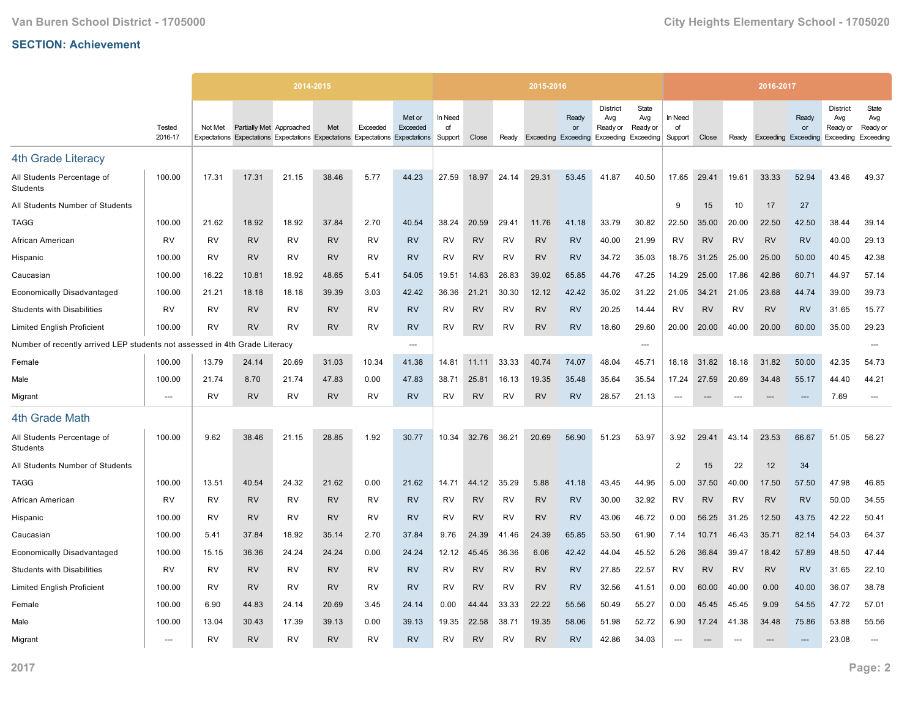## SECTION: Achievement

| | Tested 2016-17 | 2014-2015 | | | | | | 2015-2016 | | | | | | | 2016-2017 | | | | | | |
|---|---|---|---|---|---|---|---|---|---|---|---|---|---|---|---|---|---|---|---|---|---|
| | | Not Met Expectations | Partially Met Expectations | Approached Expectations | Met Expectations | Exceeded Expectations | Met or Exceeded Expectations | In Need of Support | Close | Ready | Exceeding | Ready or Exceeding | District Avg Ready or Exceeding | State Avg Ready or Exceeding | In Need of Support | Close | Ready | Exceeding | Ready or Exceeding | District Avg Ready or Exceeding | State Avg Ready or Exceeding |
| **4th Grade Literacy** | | | | | | | | | | | | | | | | | | | | | |
| All Students Percentage of Students | 100.00 | 17.31 | 17.31 | 21.15 | 38.46 | 5.77 | 44.23 | 27.59 | 18.97 | 24.14 | 29.31 | 53.45 | 41.87 | 40.50 | 17.65 | 29.41 | 19.61 | 33.33 | 52.94 | 43.46 | 49.37 |
| All Students Number of Students | | | | | | | | | | | | | | | 9 | 15 | 10 | 17 | 27 | | |
| TAGG | 100.00 | 21.62 | 18.92 | 18.92 | 37.84 | 2.70 | 40.54 | 38.24 | 20.59 | 29.41 | 11.76 | 41.18 | 33.79 | 30.82 | 22.50 | 35.00 | 20.00 | 22.50 | 42.50 | 38.44 | 39.14 |
| African American | RV | RV | RV | RV | RV | RV | RV | RV | RV | RV | RV | RV | 40.00 | 21.99 | RV | RV | RV | RV | RV | 40.00 | 29.13 |
| Hispanic | 100.00 | RV | RV | RV | RV | RV | RV | RV | RV | RV | RV | RV | 34.72 | 35.03 | 18.75 | 31.25 | 25.00 | 25.00 | 50.00 | 40.45 | 42.38 |
| Caucasian | 100.00 | 16.22 | 10.81 | 18.92 | 48.65 | 5.41 | 54.05 | 19.51 | 14.63 | 26.83 | 39.02 | 65.85 | 44.76 | 47.25 | 14.29 | 25.00 | 17.86 | 42.86 | 60.71 | 44.97 | 57.14 |
| Economically Disadvantaged | 100.00 | 21.21 | 18.18 | 18.18 | 39.39 | 3.03 | 42.42 | 36.36 | 21.21 | 30.30 | 12.12 | 42.42 | 35.02 | 31.22 | 21.05 | 34.21 | 21.05 | 23.68 | 44.74 | 39.00 | 39.73 |
| Students with Disabilities | RV | RV | RV | RV | RV | RV | RV | RV | RV | RV | RV | RV | 20.25 | 14.44 | RV | RV | RV | RV | RV | 31.65 | 15.77 |
| Limited English Proficient | 100.00 | RV | RV | RV | RV | RV | RV | RV | RV | RV | RV | RV | 18.60 | 29.60 | 20.00 | 20.00 | 40.00 | 20.00 | 60.00 | 35.00 | 29.23 |
| Number of recently arrived LEP students not assessed in 4th Grade Literacy | | | | | | | --- | | | | | | | --- | | | | | | | --- |
| Female | 100.00 | 13.79 | 24.14 | 20.69 | 31.03 | 10.34 | 41.38 | 14.81 | 11.11 | 33.33 | 40.74 | 74.07 | 48.04 | 45.71 | 18.18 | 31.82 | 18.18 | 31.82 | 50.00 | 42.35 | 54.73 |
| Male | 100.00 | 21.74 | 8.70 | 21.74 | 47.83 | 0.00 | 47.83 | 38.71 | 25.81 | 16.13 | 19.35 | 35.48 | 35.64 | 35.54 | 17.24 | 27.59 | 20.69 | 34.48 | 55.17 | 44.40 | 44.21 |
| Migrant | --- | RV | RV | RV | RV | RV | RV | RV | RV | RV | RV | RV | 28.57 | 21.13 | --- | --- | --- | --- | --- | 7.69 | --- |
| **4th Grade Math** | | | | | | | | | | | | | | | | | | | | | |
| All Students Percentage of Students | 100.00 | 9.62 | 38.46 | 21.15 | 28.85 | 1.92 | 30.77 | 10.34 | 32.76 | 36.21 | 20.69 | 56.90 | 51.23 | 53.97 | 3.92 | 29.41 | 43.14 | 23.53 | 66.67 | 51.05 | 56.27 |
| All Students Number of Students | | | | | | | | | | | | | | | 2 | 15 | 22 | 12 | 34 | | |
| TAGG | 100.00 | 13.51 | 40.54 | 24.32 | 21.62 | 0.00 | 21.62 | 14.71 | 44.12 | 35.29 | 5.88 | 41.18 | 43.45 | 44.95 | 5.00 | 37.50 | 40.00 | 17.50 | 57.50 | 47.98 | 46.85 |
| African American | RV | RV | RV | RV | RV | RV | RV | RV | RV | RV | RV | RV | 30.00 | 32.92 | RV | RV | RV | RV | RV | 50.00 | 34.55 |
| Hispanic | 100.00 | RV | RV | RV | RV | RV | RV | RV | RV | RV | RV | RV | 43.06 | 46.72 | 0.00 | 56.25 | 31.25 | 12.50 | 43.75 | 42.22 | 50.41 |
| Caucasian | 100.00 | 5.41 | 37.84 | 18.92 | 35.14 | 2.70 | 37.84 | 9.76 | 24.39 | 41.46 | 24.39 | 65.85 | 53.50 | 61.90 | 7.14 | 10.71 | 46.43 | 35.71 | 82.14 | 54.03 | 64.37 |
| Economically Disadvantaged | 100.00 | 15.15 | 36.36 | 24.24 | 24.24 | 0.00 | 24.24 | 12.12 | 45.45 | 36.36 | 6.06 | 42.42 | 44.04 | 45.52 | 5.26 | 36.84 | 39.47 | 18.42 | 57.89 | 48.50 | 47.44 |
| Students with Disabilities | RV | RV | RV | RV | RV | RV | RV | RV | RV | RV | RV | RV | 27.85 | 22.57 | RV | RV | RV | RV | RV | 31.65 | 22.10 |
| Limited English Proficient | 100.00 | RV | RV | RV | RV | RV | RV | RV | RV | RV | RV | RV | 32.56 | 41.51 | 0.00 | 60.00 | 40.00 | 0.00 | 40.00 | 36.07 | 38.78 |
| Female | 100.00 | 6.90 | 44.83 | 24.14 | 20.69 | 3.45 | 24.14 | 0.00 | 44.44 | 33.33 | 22.22 | 55.56 | 50.49 | 55.27 | 0.00 | 45.45 | 45.45 | 9.09 | 54.55 | 47.72 | 57.01 |
| Male | 100.00 | 13.04 | 30.43 | 17.39 | 39.13 | 0.00 | 39.13 | 19.35 | 22.58 | 38.71 | 19.35 | 58.06 | 51.98 | 52.72 | 6.90 | 17.24 | 41.38 | 34.48 | 75.86 | 53.88 | 55.56 |
| Migrant | --- | RV | RV | RV | RV | RV | RV | RV | RV | RV | RV | RV | 42.86 | 34.03 | --- | --- | --- | --- | --- | 23.08 | --- |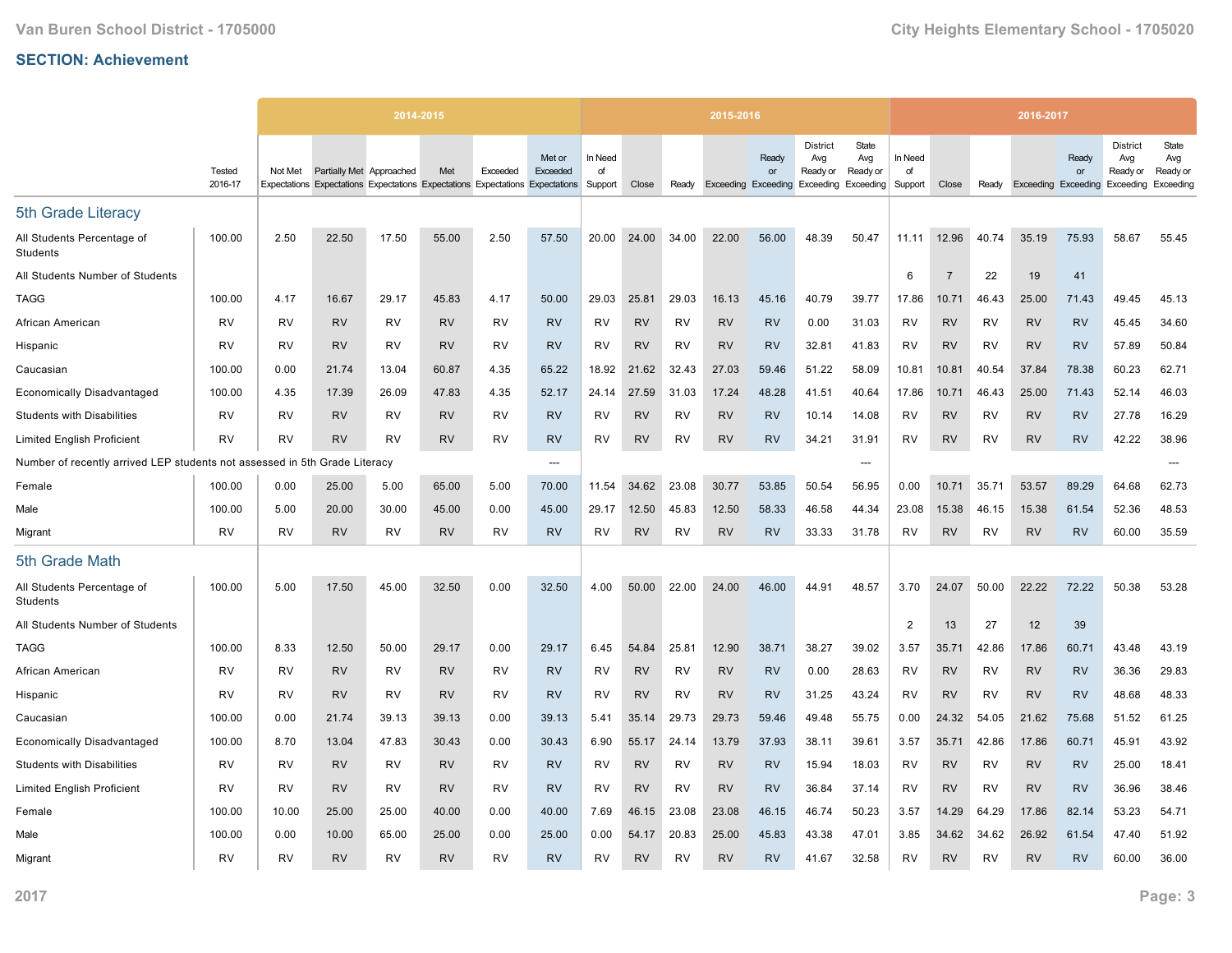## SECTION: Achievement

| | Tested 2016-17 | 2014-2015 Not Met Expectations | Partially Met Expectations | Approached Expectations | Met Expectations | Exceeded Expectations | Met or Exceeded Expectations | 2015-2016 In Need of Support | Close | Ready | Exceeding | Ready or Exceeding | District Avg Ready or Exceeding | State Avg Ready or Exceeding | 2016-2017 In Need of Support | Close | Ready | Exceeding | Ready or Exceeding | District Avg Ready or Exceeding | State Avg Ready or Exceeding |
|---|---|---|---|---|---|---|---|---|---|---|---|---|---|---|---|---|---|---|---|---|---|
| **5th Grade Literacy** | | | | | | | | | | | | | | | | | | | | | |
| All Students Percentage of Students | 100.00 | 2.50 | 22.50 | 17.50 | 55.00 | 2.50 | 57.50 | 20.00 | 24.00 | 34.00 | 22.00 | 56.00 | 48.39 | 50.47 | 11.11 | 12.96 | 40.74 | 35.19 | 75.93 | 58.67 | 55.45 |
| All Students Number of Students | | | | | | | | | | | | | | | 6 | 7 | 22 | 19 | 41 | | |
| TAGG | 100.00 | 4.17 | 16.67 | 29.17 | 45.83 | 4.17 | 50.00 | 29.03 | 25.81 | 29.03 | 16.13 | 45.16 | 40.79 | 39.77 | 17.86 | 10.71 | 46.43 | 25.00 | 71.43 | 49.45 | 45.13 |
| African American | RV | RV | RV | RV | RV | RV | RV | RV | RV | RV | RV | RV | 0.00 | 31.03 | RV | RV | RV | RV | RV | 45.45 | 34.60 |
| Hispanic | RV | RV | RV | RV | RV | RV | RV | RV | RV | RV | RV | RV | 32.81 | 41.83 | RV | RV | RV | RV | RV | 57.89 | 50.84 |
| Caucasian | 100.00 | 0.00 | 21.74 | 13.04 | 60.87 | 4.35 | 65.22 | 18.92 | 21.62 | 32.43 | 27.03 | 59.46 | 51.22 | 58.09 | 10.81 | 10.81 | 40.54 | 37.84 | 78.38 | 60.23 | 62.71 |
| Economically Disadvantaged | 100.00 | 4.35 | 17.39 | 26.09 | 47.83 | 4.35 | 52.17 | 24.14 | 27.59 | 31.03 | 17.24 | 48.28 | 41.51 | 40.64 | 17.86 | 10.71 | 46.43 | 25.00 | 71.43 | 52.14 | 46.03 |
| Students with Disabilities | RV | RV | RV | RV | RV | RV | RV | RV | RV | RV | RV | RV | 10.14 | 14.08 | RV | RV | RV | RV | RV | 27.78 | 16.29 |
| Limited English Proficient | RV | RV | RV | RV | RV | RV | RV | RV | RV | RV | RV | RV | 34.21 | 31.91 | RV | RV | RV | RV | RV | 42.22 | 38.96 |
| Number of recently arrived LEP students not assessed in 5th Grade Literacy | | | | | | | --- | | | | | | | --- | | | | | | | --- |
| Female | 100.00 | 0.00 | 25.00 | 5.00 | 65.00 | 5.00 | 70.00 | 11.54 | 34.62 | 23.08 | 30.77 | 53.85 | 50.54 | 56.95 | 0.00 | 10.71 | 35.71 | 53.57 | 89.29 | 64.68 | 62.73 |
| Male | 100.00 | 5.00 | 20.00 | 30.00 | 45.00 | 0.00 | 45.00 | 29.17 | 12.50 | 45.83 | 12.50 | 58.33 | 46.58 | 44.34 | 23.08 | 15.38 | 46.15 | 15.38 | 61.54 | 52.36 | 48.53 |
| Migrant | RV | RV | RV | RV | RV | RV | RV | RV | RV | RV | RV | RV | 33.33 | 31.78 | RV | RV | RV | RV | RV | 60.00 | 35.59 |
| **5th Grade Math** | | | | | | | | | | | | | | | | | | | | | |
| All Students Percentage of Students | 100.00 | 5.00 | 17.50 | 45.00 | 32.50 | 0.00 | 32.50 | 4.00 | 50.00 | 22.00 | 24.00 | 46.00 | 44.91 | 48.57 | 3.70 | 24.07 | 50.00 | 22.22 | 72.22 | 50.38 | 53.28 |
| All Students Number of Students | | | | | | | | | | | | | | | 2 | 13 | 27 | 12 | 39 | | |
| TAGG | 100.00 | 8.33 | 12.50 | 50.00 | 29.17 | 0.00 | 29.17 | 6.45 | 54.84 | 25.81 | 12.90 | 38.71 | 38.27 | 39.02 | 3.57 | 35.71 | 42.86 | 17.86 | 60.71 | 43.48 | 43.19 |
| African American | RV | RV | RV | RV | RV | RV | RV | RV | RV | RV | RV | RV | 0.00 | 28.63 | RV | RV | RV | RV | RV | 36.36 | 29.83 |
| Hispanic | RV | RV | RV | RV | RV | RV | RV | RV | RV | RV | RV | RV | 31.25 | 43.24 | RV | RV | RV | RV | RV | 48.68 | 48.33 |
| Caucasian | 100.00 | 0.00 | 21.74 | 39.13 | 39.13 | 0.00 | 39.13 | 5.41 | 35.14 | 29.73 | 29.73 | 59.46 | 49.48 | 55.75 | 0.00 | 24.32 | 54.05 | 21.62 | 75.68 | 51.52 | 61.25 |
| Economically Disadvantaged | 100.00 | 8.70 | 13.04 | 47.83 | 30.43 | 0.00 | 30.43 | 6.90 | 55.17 | 24.14 | 13.79 | 37.93 | 38.11 | 39.61 | 3.57 | 35.71 | 42.86 | 17.86 | 60.71 | 45.91 | 43.92 |
| Students with Disabilities | RV | RV | RV | RV | RV | RV | RV | RV | RV | RV | RV | RV | 15.94 | 18.03 | RV | RV | RV | RV | RV | 25.00 | 18.41 |
| Limited English Proficient | RV | RV | RV | RV | RV | RV | RV | RV | RV | RV | RV | RV | 36.84 | 37.14 | RV | RV | RV | RV | RV | 36.96 | 38.46 |
| Female | 100.00 | 10.00 | 25.00 | 25.00 | 40.00 | 0.00 | 40.00 | 7.69 | 46.15 | 23.08 | 23.08 | 46.15 | 46.74 | 50.23 | 3.57 | 14.29 | 64.29 | 17.86 | 82.14 | 53.23 | 54.71 |
| Male | 100.00 | 0.00 | 10.00 | 65.00 | 25.00 | 0.00 | 25.00 | 0.00 | 54.17 | 20.83 | 25.00 | 45.83 | 43.38 | 47.01 | 3.85 | 34.62 | 34.62 | 26.92 | 61.54 | 47.40 | 51.92 |
| Migrant | RV | RV | RV | RV | RV | RV | RV | RV | RV | RV | RV | RV | 41.67 | 32.58 | RV | RV | RV | RV | RV | 60.00 | 36.00 |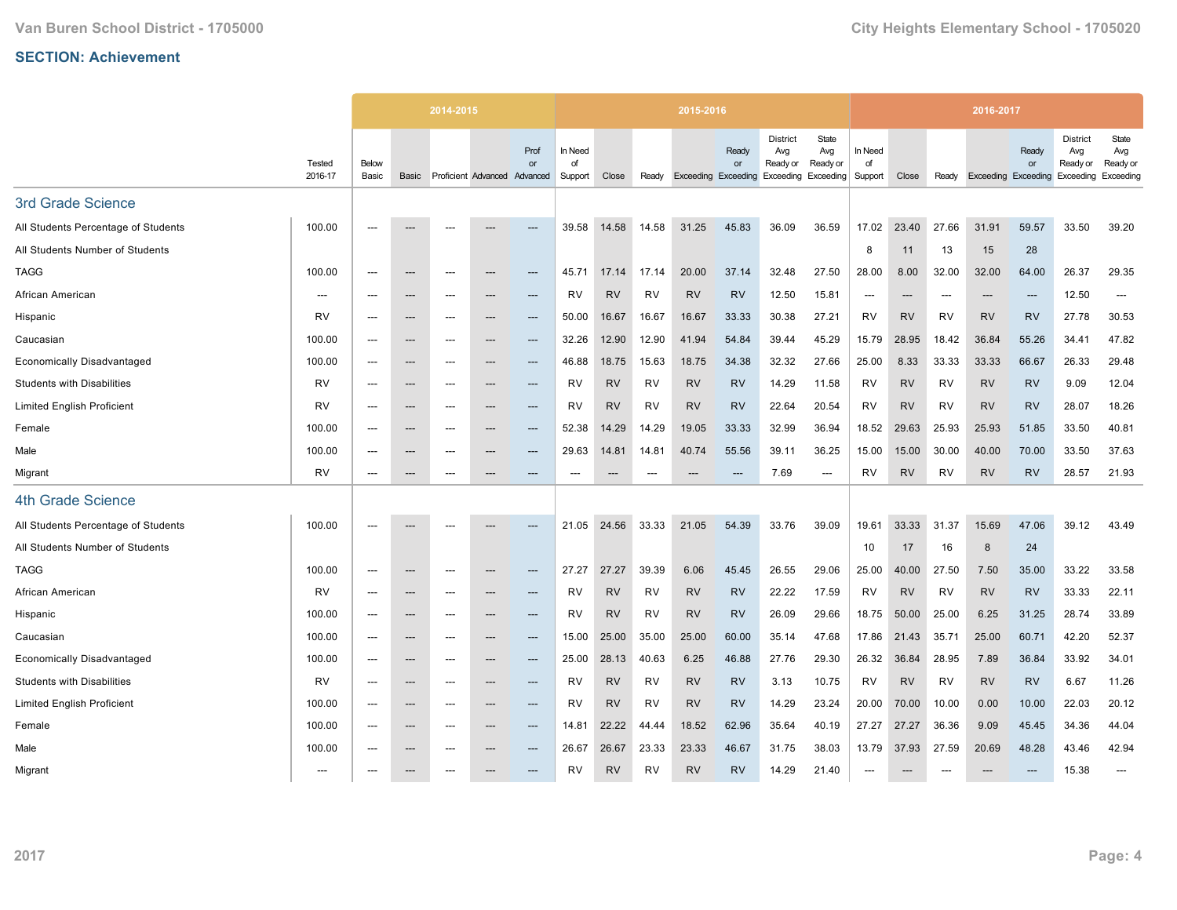## SECTION: Achievement

| | Tested 2016-17 | 2014-2015 | | | | | 2015-2016 | | | | | | | 2016-2017 | | | | | | |
|---|---|---|---|---|---|---|---|---|---|---|---|---|---|---|---|---|---|---|---|---|
| | | Below Basic | Basic | Proficient | Advanced | Prof or Advanced | In Need of Support | Close | Ready | Exceeding | Ready or Exceeding | District Avg Ready or Exceeding | State Avg Ready or Exceeding | In Need of Support | Close | Ready | Exceeding | Ready or Exceeding | District Avg Ready or Exceeding | State Avg Ready or Exceeding |
| **3rd Grade Science** | | | | | | | | | | | | | | | | | | | | |
| All Students Percentage of Students | 100.00 | --- | --- | --- | --- | --- | 39.58 | 14.58 | 14.58 | 31.25 | 45.83 | 36.09 | 36.59 | 17.02 | 23.40 | 27.66 | 31.91 | 59.57 | 33.50 | 39.20 |
| All Students Number of Students | | | | | | | | | | | | | | 8 | 11 | 13 | 15 | 28 | | |
| TAGG | 100.00 | --- | --- | --- | --- | --- | 45.71 | 17.14 | 17.14 | 20.00 | 37.14 | 32.48 | 27.50 | 28.00 | 8.00 | 32.00 | 32.00 | 64.00 | 26.37 | 29.35 |
| African American | --- | --- | --- | --- | --- | --- | RV | RV | RV | RV | RV | 12.50 | 15.81 | --- | --- | --- | --- | --- | 12.50 | --- |
| Hispanic | RV | --- | --- | --- | --- | --- | 50.00 | 16.67 | 16.67 | 16.67 | 33.33 | 30.38 | 27.21 | RV | RV | RV | RV | RV | 27.78 | 30.53 |
| Caucasian | 100.00 | --- | --- | --- | --- | --- | 32.26 | 12.90 | 12.90 | 41.94 | 54.84 | 39.44 | 45.29 | 15.79 | 28.95 | 18.42 | 36.84 | 55.26 | 34.41 | 47.82 |
| Economically Disadvantaged | 100.00 | --- | --- | --- | --- | --- | 46.88 | 18.75 | 15.63 | 18.75 | 34.38 | 32.32 | 27.66 | 25.00 | 8.33 | 33.33 | 33.33 | 66.67 | 26.33 | 29.48 |
| Students with Disabilities | RV | --- | --- | --- | --- | --- | RV | RV | RV | RV | RV | 14.29 | 11.58 | RV | RV | RV | RV | RV | 9.09 | 12.04 |
| Limited English Proficient | RV | --- | --- | --- | --- | --- | RV | RV | RV | RV | RV | 22.64 | 20.54 | RV | RV | RV | RV | RV | 28.07 | 18.26 |
| Female | 100.00 | --- | --- | --- | --- | --- | 52.38 | 14.29 | 14.29 | 19.05 | 33.33 | 32.99 | 36.94 | 18.52 | 29.63 | 25.93 | 25.93 | 51.85 | 33.50 | 40.81 |
| Male | 100.00 | --- | --- | --- | --- | --- | 29.63 | 14.81 | 14.81 | 40.74 | 55.56 | 39.11 | 36.25 | 15.00 | 15.00 | 30.00 | 40.00 | 70.00 | 33.50 | 37.63 |
| Migrant | RV | --- | --- | --- | --- | --- | --- | --- | --- | --- | --- | 7.69 | --- | RV | RV | RV | RV | RV | 28.57 | 21.93 |
| **4th Grade Science** | | | | | | | | | | | | | | | | | | | | |
| All Students Percentage of Students | 100.00 | --- | --- | --- | --- | --- | 21.05 | 24.56 | 33.33 | 21.05 | 54.39 | 33.76 | 39.09 | 19.61 | 33.33 | 31.37 | 15.69 | 47.06 | 39.12 | 43.49 |
| All Students Number of Students | | | | | | | | | | | | | | 10 | 17 | 16 | 8 | 24 | | |
| TAGG | 100.00 | --- | --- | --- | --- | --- | 27.27 | 27.27 | 39.39 | 6.06 | 45.45 | 26.55 | 29.06 | 25.00 | 40.00 | 27.50 | 7.50 | 35.00 | 33.22 | 33.58 |
| African American | RV | --- | --- | --- | --- | --- | RV | RV | RV | RV | RV | 22.22 | 17.59 | RV | RV | RV | RV | RV | 33.33 | 22.11 |
| Hispanic | 100.00 | --- | --- | --- | --- | --- | RV | RV | RV | RV | RV | 26.09 | 29.66 | 18.75 | 50.00 | 25.00 | 6.25 | 31.25 | 28.74 | 33.89 |
| Caucasian | 100.00 | --- | --- | --- | --- | --- | 15.00 | 25.00 | 35.00 | 25.00 | 60.00 | 35.14 | 47.68 | 17.86 | 21.43 | 35.71 | 25.00 | 60.71 | 42.20 | 52.37 |
| Economically Disadvantaged | 100.00 | --- | --- | --- | --- | --- | 25.00 | 28.13 | 40.63 | 6.25 | 46.88 | 27.76 | 29.30 | 26.32 | 36.84 | 28.95 | 7.89 | 36.84 | 33.92 | 34.01 |
| Students with Disabilities | RV | --- | --- | --- | --- | --- | RV | RV | RV | RV | RV | 3.13 | 10.75 | RV | RV | RV | RV | RV | 6.67 | 11.26 |
| Limited English Proficient | 100.00 | --- | --- | --- | --- | --- | RV | RV | RV | RV | RV | 14.29 | 23.24 | 20.00 | 70.00 | 10.00 | 0.00 | 10.00 | 22.03 | 20.12 |
| Female | 100.00 | --- | --- | --- | --- | --- | 14.81 | 22.22 | 44.44 | 18.52 | 62.96 | 35.64 | 40.19 | 27.27 | 27.27 | 36.36 | 9.09 | 45.45 | 34.36 | 44.04 |
| Male | 100.00 | --- | --- | --- | --- | --- | 26.67 | 26.67 | 23.33 | 23.33 | 46.67 | 31.75 | 38.03 | 13.79 | 37.93 | 27.59 | 20.69 | 48.28 | 43.46 | 42.94 |
| Migrant | --- | --- | --- | --- | --- | --- | RV | RV | RV | RV | RV | 14.29 | 21.40 | --- | --- | --- | --- | --- | 15.38 | --- |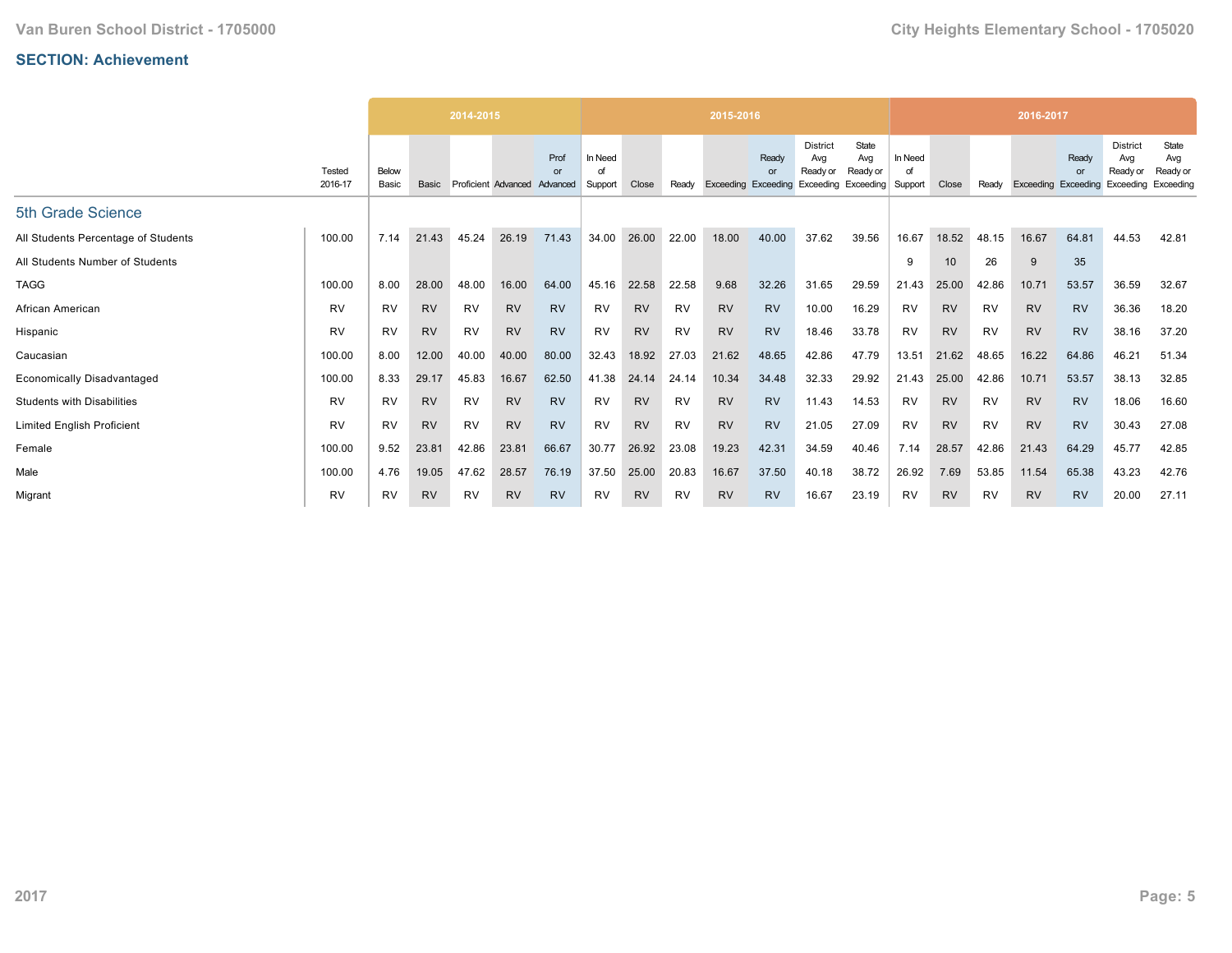## SECTION: Achievement

| | Tested 2016-17 | 2014-2015 | | | | | 2015-2016 | | | | | | | 2016-2017 | | | | | | |
|---|---|---|---|---|---|---|---|---|---|---|---|---|---|---|---|---|---|---|---|---|
| | | Below Basic | Basic | Proficient | Advanced | Prof or Advanced | In Need of Support | Close | Ready | Exceeding | Ready or Exceeding | District Avg Ready or Exceeding | State Avg Ready or Exceeding | In Need of Support | Close | Ready | Exceeding | Ready or Exceeding | District Avg Ready or Exceeding | State Avg Ready or Exceeding |
| **5th Grade Science** | | | | | | | | | | | | | | | | | | | | |
| All Students Percentage of Students | 100.00 | 7.14 | 21.43 | 45.24 | 26.19 | 71.43 | 34.00 | 26.00 | 22.00 | 18.00 | 40.00 | 37.62 | 39.56 | 16.67 | 18.52 | 48.15 | 16.67 | 64.81 | 44.53 | 42.81 |
| All Students Number of Students | | | | | | | | | | | | | | 9 | 10 | 26 | 9 | 35 | | |
| TAGG | 100.00 | 8.00 | 28.00 | 48.00 | 16.00 | 64.00 | 45.16 | 22.58 | 22.58 | 9.68 | 32.26 | 31.65 | 29.59 | 21.43 | 25.00 | 42.86 | 10.71 | 53.57 | 36.59 | 32.67 |
| African American | RV | RV | RV | RV | RV | RV | RV | RV | RV | RV | RV | 10.00 | 16.29 | RV | RV | RV | RV | RV | 36.36 | 18.20 |
| Hispanic | RV | RV | RV | RV | RV | RV | RV | RV | RV | RV | RV | 18.46 | 33.78 | RV | RV | RV | RV | RV | 38.16 | 37.20 |
| Caucasian | 100.00 | 8.00 | 12.00 | 40.00 | 40.00 | 80.00 | 32.43 | 18.92 | 27.03 | 21.62 | 48.65 | 42.86 | 47.79 | 13.51 | 21.62 | 48.65 | 16.22 | 64.86 | 46.21 | 51.34 |
| Economically Disadvantaged | 100.00 | 8.33 | 29.17 | 45.83 | 16.67 | 62.50 | 41.38 | 24.14 | 24.14 | 10.34 | 34.48 | 32.33 | 29.92 | 21.43 | 25.00 | 42.86 | 10.71 | 53.57 | 38.13 | 32.85 |
| Students with Disabilities | RV | RV | RV | RV | RV | RV | RV | RV | RV | RV | RV | 11.43 | 14.53 | RV | RV | RV | RV | RV | 18.06 | 16.60 |
| Limited English Proficient | RV | RV | RV | RV | RV | RV | RV | RV | RV | RV | RV | 21.05 | 27.09 | RV | RV | RV | RV | RV | 30.43 | 27.08 |
| Female | 100.00 | 9.52 | 23.81 | 42.86 | 23.81 | 66.67 | 30.77 | 26.92 | 23.08 | 19.23 | 42.31 | 34.59 | 40.46 | 7.14 | 28.57 | 42.86 | 21.43 | 64.29 | 45.77 | 42.85 |
| Male | 100.00 | 4.76 | 19.05 | 47.62 | 28.57 | 76.19 | 37.50 | 25.00 | 20.83 | 16.67 | 37.50 | 40.18 | 38.72 | 26.92 | 7.69 | 53.85 | 11.54 | 65.38 | 43.23 | 42.76 |
| Migrant | RV | RV | RV | RV | RV | RV | RV | RV | RV | RV | RV | 16.67 | 23.19 | RV | RV | RV | RV | RV | 20.00 | 27.11 |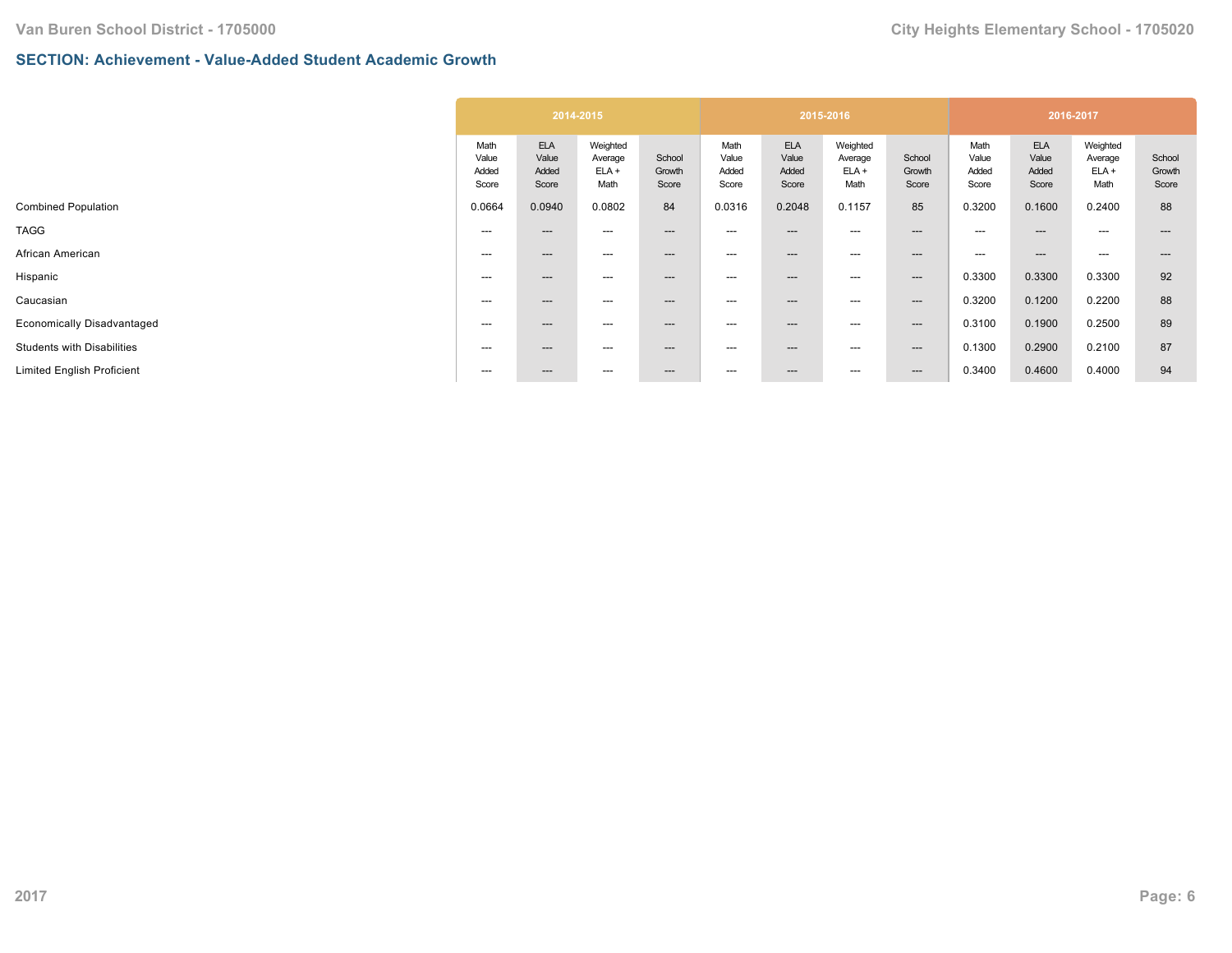## SECTION: Achievement - Value-Added Student Academic Growth

| | 2014-2015 | | | | 2015-2016 | | | | 2016-2017 | | | |
|---|---|---|---|---|---|---|---|---|---|---|---|---|
| | Math Value Added Score | ELA Value Added Score | Weighted Average ELA + Math | School Growth Score | Math Value Added Score | ELA Value Added Score | Weighted Average ELA + Math | School Growth Score | Math Value Added Score | ELA Value Added Score | Weighted Average ELA + Math | School Growth Score |
| Combined Population | 0.0664 | 0.0940 | 0.0802 | 84 | 0.0316 | 0.2048 | 0.1157 | 85 | 0.3200 | 0.1600 | 0.2400 | 88 |
| TAGG | --- | --- | --- | --- | --- | --- | --- | --- | --- | --- | --- | --- |
| African American | --- | --- | --- | --- | --- | --- | --- | --- | --- | --- | --- | --- |
| Hispanic | --- | --- | --- | --- | --- | --- | --- | --- | 0.3300 | 0.3300 | 0.3300 | 92 |
| Caucasian | --- | --- | --- | --- | --- | --- | --- | --- | 0.3200 | 0.1200 | 0.2200 | 88 |
| Economically Disadvantaged | --- | --- | --- | --- | --- | --- | --- | --- | 0.3100 | 0.1900 | 0.2500 | 89 |
| Students with Disabilities | --- | --- | --- | --- | --- | --- | --- | --- | 0.1300 | 0.2900 | 0.2100 | 87 |
| Limited English Proficient | --- | --- | --- | --- | --- | --- | --- | --- | 0.3400 | 0.4600 | 0.4000 | 94 |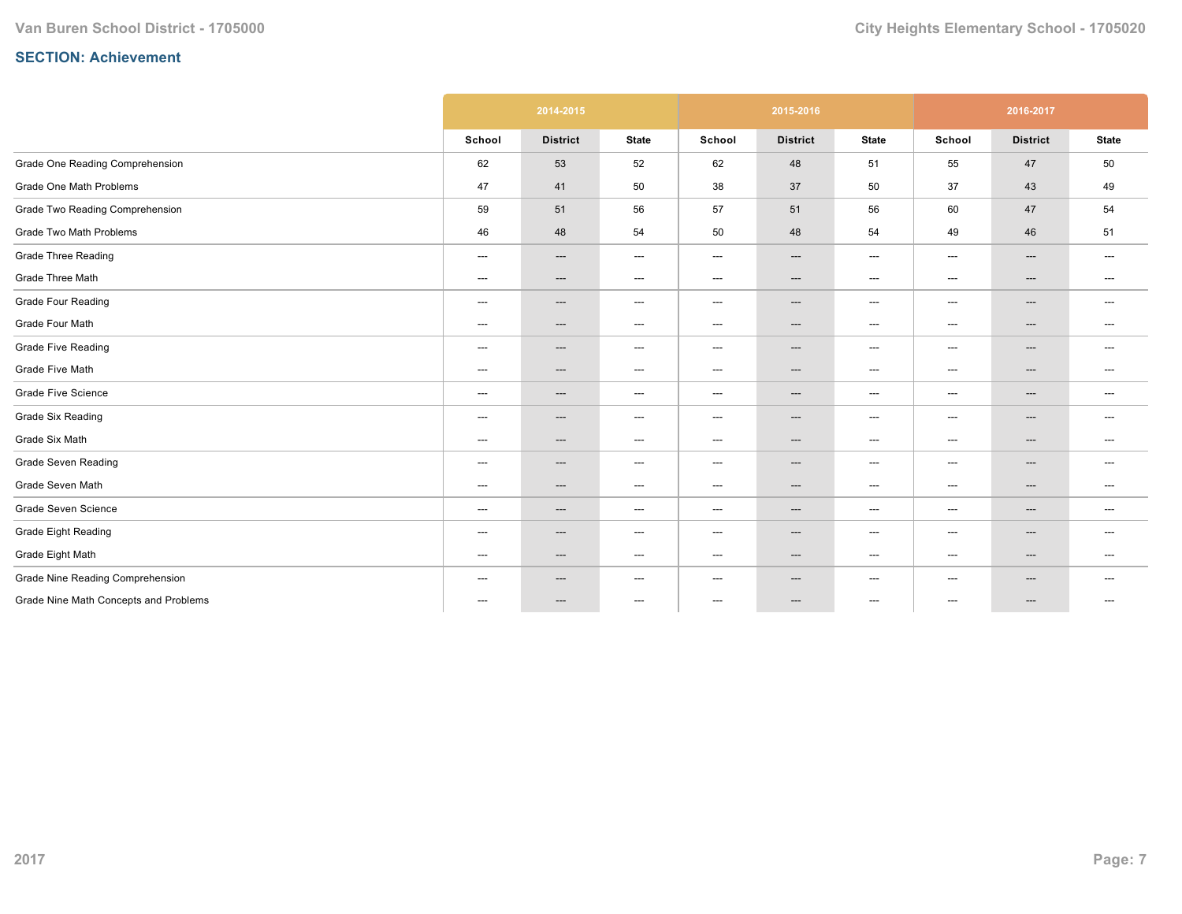## SECTION: Achievement

| | 2014-2015 | | | 2015-2016 | | | 2016-2017 | | |
|---|---|---|---|---|---|---|---|---|---|
| | School | District | State | School | District | State | School | District | State |
| Grade One Reading Comprehension | 62 | 53 | 52 | 62 | 48 | 51 | 55 | 47 | 50 |
| Grade One Math Problems | 47 | 41 | 50 | 38 | 37 | 50 | 37 | 43 | 49 |
| Grade Two Reading Comprehension | 59 | 51 | 56 | 57 | 51 | 56 | 60 | 47 | 54 |
| Grade Two Math Problems | 46 | 48 | 54 | 50 | 48 | 54 | 49 | 46 | 51 |
| Grade Three Reading | --- | --- | --- | --- | --- | --- | --- | --- | --- |
| Grade Three Math | --- | --- | --- | --- | --- | --- | --- | --- | --- |
| Grade Four Reading | --- | --- | --- | --- | --- | --- | --- | --- | --- |
| Grade Four Math | --- | --- | --- | --- | --- | --- | --- | --- | --- |
| Grade Five Reading | --- | --- | --- | --- | --- | --- | --- | --- | --- |
| Grade Five Math | --- | --- | --- | --- | --- | --- | --- | --- | --- |
| Grade Five Science | --- | --- | --- | --- | --- | --- | --- | --- | --- |
| Grade Six Reading | --- | --- | --- | --- | --- | --- | --- | --- | --- |
| Grade Six Math | --- | --- | --- | --- | --- | --- | --- | --- | --- |
| Grade Seven Reading | --- | --- | --- | --- | --- | --- | --- | --- | --- |
| Grade Seven Math | --- | --- | --- | --- | --- | --- | --- | --- | --- |
| Grade Seven Science | --- | --- | --- | --- | --- | --- | --- | --- | --- |
| Grade Eight Reading | --- | --- | --- | --- | --- | --- | --- | --- | --- |
| Grade Eight Math | --- | --- | --- | --- | --- | --- | --- | --- | --- |
| Grade Nine Reading Comprehension | --- | --- | --- | --- | --- | --- | --- | --- | --- |
| Grade Nine Math Concepts and Problems | --- | --- | --- | --- | --- | --- | --- | --- | --- |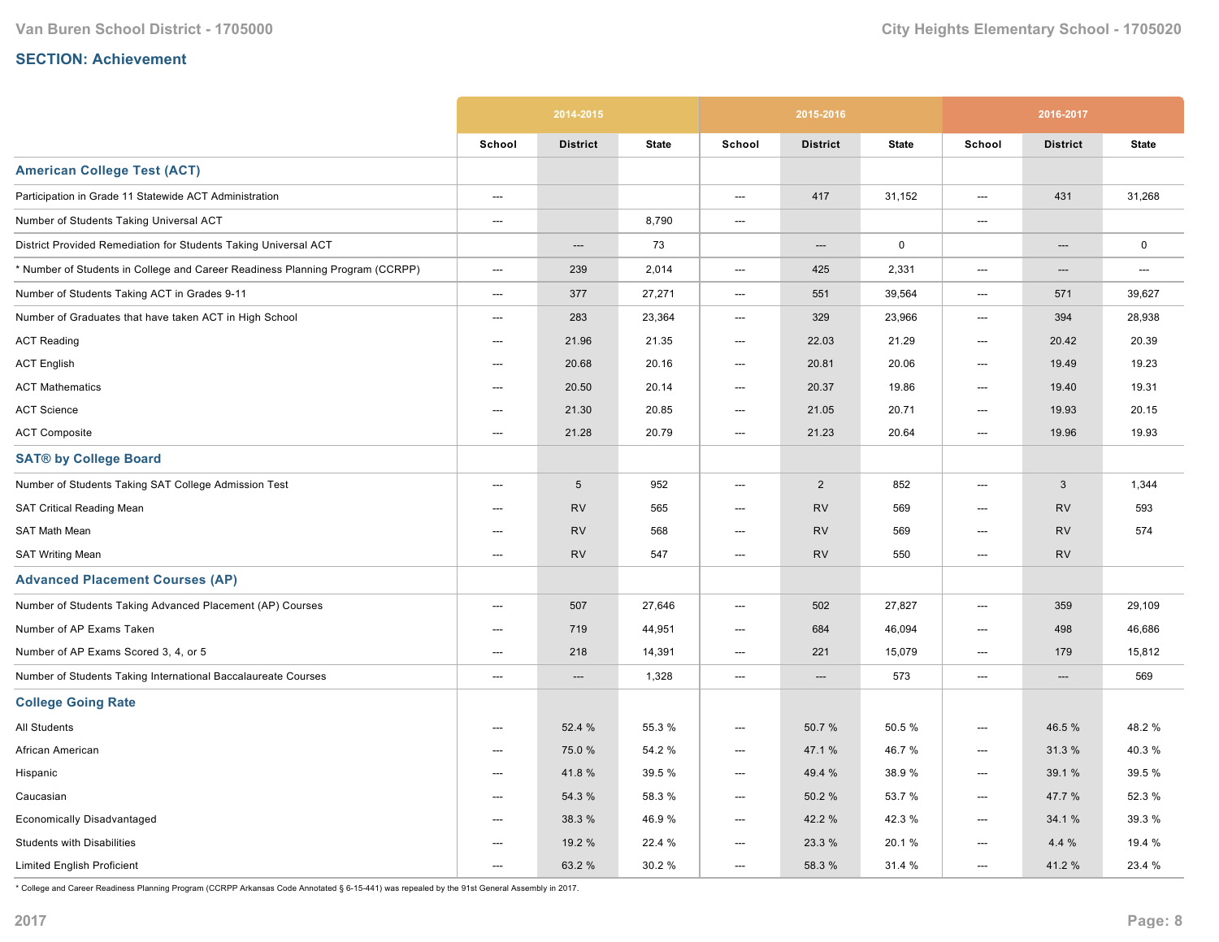## SECTION: Achievement

| | 2014-2015 | | | 2015-2016 | | | 2016-2017 | | |
|---|---|---|---|---|---|---|---|---|---|
| | School | District | State | School | District | State | School | District | State |
| **American College Test (ACT)** | | | | | | | | | |
| Participation in Grade 11 Statewide ACT Administration | --- | | | --- | 417 | 31,152 | --- | 431 | 31,268 |
| Number of Students Taking Universal ACT | --- | | 8,790 | --- | | | --- | | |
| District Provided Remediation for Students Taking Universal ACT | | --- | 73 | | --- | 0 | | --- | 0 |
| * Number of Students in College and Career Readiness Planning Program (CCRPP) | --- | 239 | 2,014 | --- | 425 | 2,331 | --- | --- | --- |
| Number of Students Taking ACT in Grades 9-11 | --- | 377 | 27,271 | --- | 551 | 39,564 | --- | 571 | 39,627 |
| Number of Graduates that have taken ACT in High School | --- | 283 | 23,364 | --- | 329 | 23,966 | --- | 394 | 28,938 |
| ACT Reading | --- | 21.96 | 21.35 | --- | 22.03 | 21.29 | --- | 20.42 | 20.39 |
| ACT English | --- | 20.68 | 20.16 | --- | 20.81 | 20.06 | --- | 19.49 | 19.23 |
| ACT Mathematics | --- | 20.50 | 20.14 | --- | 20.37 | 19.86 | --- | 19.40 | 19.31 |
| ACT Science | --- | 21.30 | 20.85 | --- | 21.05 | 20.71 | --- | 19.93 | 20.15 |
| ACT Composite | --- | 21.28 | 20.79 | --- | 21.23 | 20.64 | --- | 19.96 | 19.93 |
| **SAT® by College Board** | | | | | | | | | |
| Number of Students Taking SAT College Admission Test | --- | 5 | 952 | --- | 2 | 852 | --- | 3 | 1,344 |
| SAT Critical Reading Mean | --- | RV | 565 | --- | RV | 569 | --- | RV | 593 |
| SAT Math Mean | --- | RV | 568 | --- | RV | 569 | --- | RV | 574 |
| SAT Writing Mean | --- | RV | 547 | --- | RV | 550 | --- | RV | |
| **Advanced Placement Courses (AP)** | | | | | | | | | |
| Number of Students Taking Advanced Placement (AP) Courses | --- | 507 | 27,646 | --- | 502 | 27,827 | --- | 359 | 29,109 |
| Number of AP Exams Taken | --- | 719 | 44,951 | --- | 684 | 46,094 | --- | 498 | 46,686 |
| Number of AP Exams Scored 3, 4, or 5 | --- | 218 | 14,391 | --- | 221 | 15,079 | --- | 179 | 15,812 |
| Number of Students Taking International Baccalaureate Courses | --- | --- | 1,328 | --- | --- | 573 | --- | --- | 569 |
| **College Going Rate** | | | | | | | | | |
| All Students | --- | 52.4 % | 55.3 % | --- | 50.7 % | 50.5 % | --- | 46.5 % | 48.2 % |
| African American | --- | 75.0 % | 54.2 % | --- | 47.1 % | 46.7 % | --- | 31.3 % | 40.3 % |
| Hispanic | --- | 41.8 % | 39.5 % | --- | 49.4 % | 38.9 % | --- | 39.1 % | 39.5 % |
| Caucasian | --- | 54.3 % | 58.3 % | --- | 50.2 % | 53.7 % | --- | 47.7 % | 52.3 % |
| Economically Disadvantaged | --- | 38.3 % | 46.9 % | --- | 42.2 % | 42.3 % | --- | 34.1 % | 39.3 % |
| Students with Disabilities | --- | 19.2 % | 22.4 % | --- | 23.3 % | 20.1 % | --- | 4.4 % | 19.4 % |
| Limited English Proficient | --- | 63.2 % | 30.2 % | --- | 58.3 % | 31.4 % | --- | 41.2 % | 23.4 % |

* College and Career Readiness Planning Program (CCRPP Arkansas Code Annotated § 6-15-441) was repealed by the 91st General Assembly in 2017.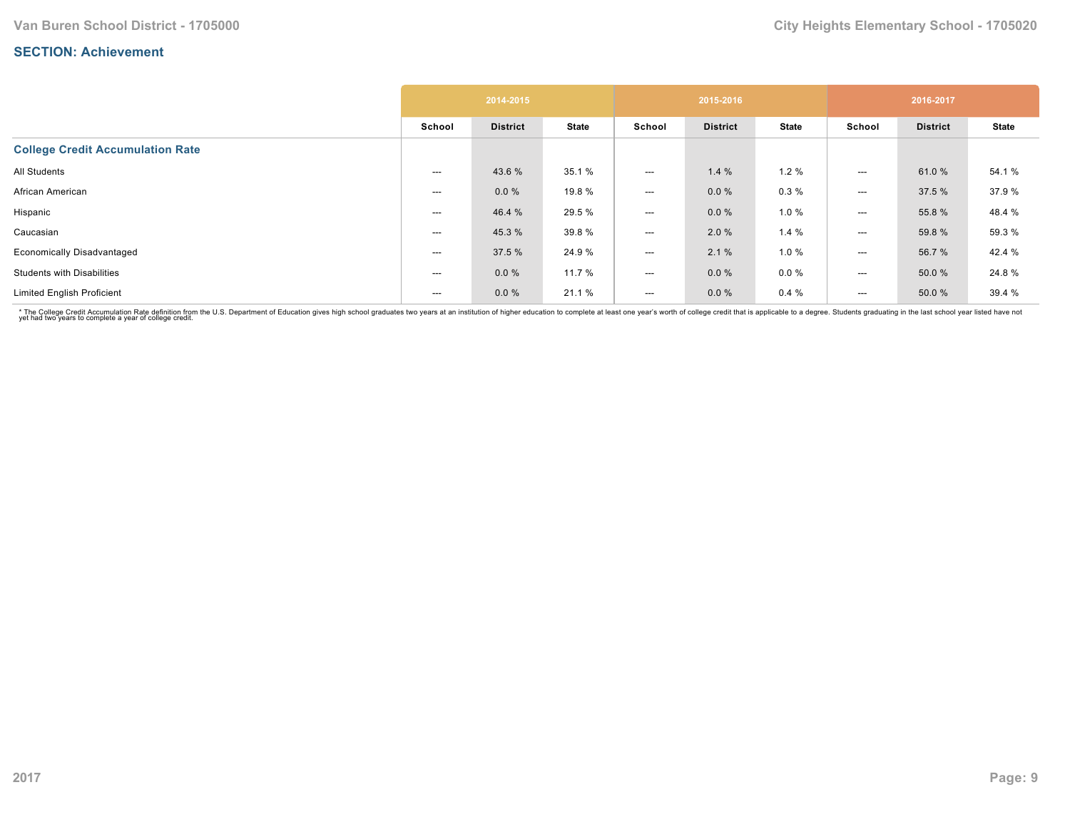## SECTION: Achievement

| | 2014-2015 | | | 2015-2016 | | | 2016-2017 | | |
|---|---|---|---|---|---|---|---|---|---|
| | School | District | State | School | District | State | School | District | State |
| **College Credit Accumulation Rate** | | | | | | | | | |
| All Students | --- | 43.6 % | 35.1 % | --- | 1.4 % | 1.2 % | --- | 61.0 % | 54.1 % |
| African American | --- | 0.0 % | 19.8 % | --- | 0.0 % | 0.3 % | --- | 37.5 % | 37.9 % |
| Hispanic | --- | 46.4 % | 29.5 % | --- | 0.0 % | 1.0 % | --- | 55.8 % | 48.4 % |
| Caucasian | --- | 45.3 % | 39.8 % | --- | 2.0 % | 1.4 % | --- | 59.8 % | 59.3 % |
| Economically Disadvantaged | --- | 37.5 % | 24.9 % | --- | 2.1 % | 1.0 % | --- | 56.7 % | 42.4 % |
| Students with Disabilities | --- | 0.0 % | 11.7 % | --- | 0.0 % | 0.0 % | --- | 50.0 % | 24.8 % |
| Limited English Proficient | --- | 0.0 % | 21.1 % | --- | 0.0 % | 0.4 % | --- | 50.0 % | 39.4 % |

* The College Credit Accumulation Rate definition from the U.S. Department of Education gives high school graduates two years at an institution of higher education to complete at least one year's worth of college credit that is applicable to a degree. Students graduating in the last school year listed have not yet had two years to complete a year of college credit.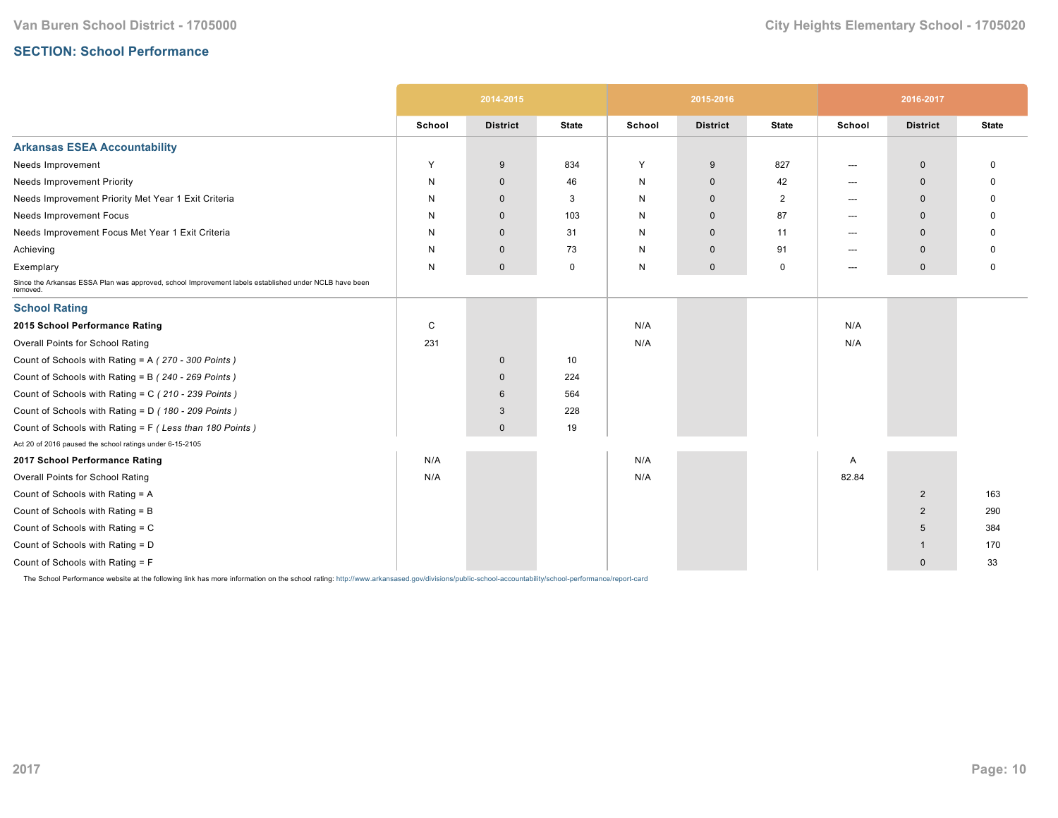## SECTION: School Performance

| | 2014-2015 | | | 2015-2016 | | | 2016-2017 | | |
|---|---|---|---|---|---|---|---|---|---|
| | School | District | State | School | District | State | School | District | State |
| **Arkansas ESEA Accountability** | | | | | | | | | |
| Needs Improvement | Y | 9 | 834 | Y | 9 | 827 | --- | 0 | 0 |
| Needs Improvement Priority | N | 0 | 46 | N | 0 | 42 | --- | 0 | 0 |
| Needs Improvement Priority Met Year 1 Exit Criteria | N | 0 | 3 | N | 0 | 2 | --- | 0 | 0 |
| Needs Improvement Focus | N | 0 | 103 | N | 0 | 87 | --- | 0 | 0 |
| Needs Improvement Focus Met Year 1 Exit Criteria | N | 0 | 31 | N | 0 | 11 | --- | 0 | 0 |
| Achieving | N | 0 | 73 | N | 0 | 91 | --- | 0 | 0 |
| Exemplary | N | 0 | 0 | N | 0 | 0 | --- | 0 | 0 |
| Since the Arkansas ESSA Plan was approved, school Improvement labels established under NCLB have been removed. | | | | | | | | | |
| **School Rating** | | | | | | | | | |
| **2015 School Performance Rating** | C | | | N/A | | | N/A | | |
| Overall Points for School Rating | 231 | | | N/A | | | N/A | | |
| Count of Schools with Rating = A *( 270 - 300 Points )* | | 0 | 10 | | | | | | |
| Count of Schools with Rating = B *( 240 - 269 Points )* | | 0 | 224 | | | | | | |
| Count of Schools with Rating = C *( 210 - 239 Points )* | | 6 | 564 | | | | | | |
| Count of Schools with Rating = D *( 180 - 209 Points )* | | 3 | 228 | | | | | | |
| Count of Schools with Rating = F *( Less than 180 Points )* | | 0 | 19 | | | | | | |
| Act 20 of 2016 paused the school ratings under 6-15-2105 | | | | | | | | | |
| **2017 School Performance Rating** | N/A | | | N/A | | | A | | |
| Overall Points for School Rating | N/A | | | N/A | | | 82.84 | | |
| Count of Schools with Rating = A | | | | | | | | 2 | 163 |
| Count of Schools with Rating = B | | | | | | | | 2 | 290 |
| Count of Schools with Rating = C | | | | | | | | 5 | 384 |
| Count of Schools with Rating = D | | | | | | | | 1 | 170 |
| Count of Schools with Rating = F | | | | | | | | 0 | 33 |

The School Performance website at the following link has more information on the school rating: http://www.arkansased.gov/divisions/public-school-accountability/school-performance/report-card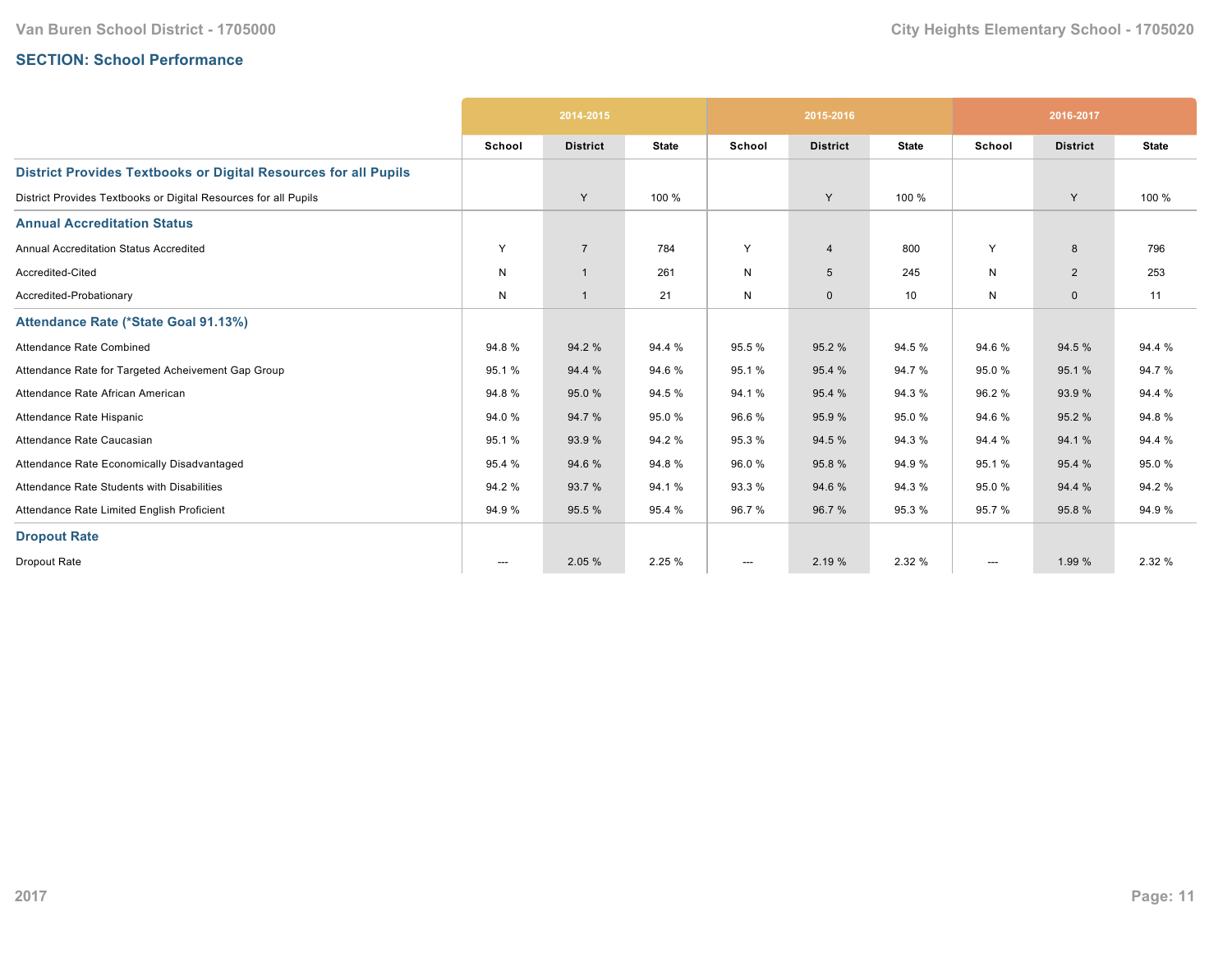## SECTION: School Performance

| | 2014-2015 | | | 2015-2016 | | | 2016-2017 | | |
|---|---|---|---|---|---|---|---|---|---|
| | School | District | State | School | District | State | School | District | State |
| **District Provides Textbooks or Digital Resources for all Pupils** | | | | | | | | | |
| District Provides Textbooks or Digital Resources for all Pupils | | Y | 100 % | | Y | 100 % | | Y | 100 % |
| **Annual Accreditation Status** | | | | | | | | | |
| Annual Accreditation Status Accredited | Y | 7 | 784 | Y | 4 | 800 | Y | 8 | 796 |
| Accredited-Cited | N | 1 | 261 | N | 5 | 245 | N | 2 | 253 |
| Accredited-Probationary | N | 1 | 21 | N | 0 | 10 | N | 0 | 11 |
| **Attendance Rate (*State Goal 91.13%)** | | | | | | | | | |
| Attendance Rate Combined | 94.8 % | 94.2 % | 94.4 % | 95.5 % | 95.2 % | 94.5 % | 94.6 % | 94.5 % | 94.4 % |
| Attendance Rate for Targeted Acheivement Gap Group | 95.1 % | 94.4 % | 94.6 % | 95.1 % | 95.4 % | 94.7 % | 95.0 % | 95.1 % | 94.7 % |
| Attendance Rate African American | 94.8 % | 95.0 % | 94.5 % | 94.1 % | 95.4 % | 94.3 % | 96.2 % | 93.9 % | 94.4 % |
| Attendance Rate Hispanic | 94.0 % | 94.7 % | 95.0 % | 96.6 % | 95.9 % | 95.0 % | 94.6 % | 95.2 % | 94.8 % |
| Attendance Rate Caucasian | 95.1 % | 93.9 % | 94.2 % | 95.3 % | 94.5 % | 94.3 % | 94.4 % | 94.1 % | 94.4 % |
| Attendance Rate Economically Disadvantaged | 95.4 % | 94.6 % | 94.8 % | 96.0 % | 95.8 % | 94.9 % | 95.1 % | 95.4 % | 95.0 % |
| Attendance Rate Students with Disabilities | 94.2 % | 93.7 % | 94.1 % | 93.3 % | 94.6 % | 94.3 % | 95.0 % | 94.4 % | 94.2 % |
| Attendance Rate Limited English Proficient | 94.9 % | 95.5 % | 95.4 % | 96.7 % | 96.7 % | 95.3 % | 95.7 % | 95.8 % | 94.9 % |
| **Dropout Rate** | | | | | | | | | |
| Dropout Rate | --- | 2.05 % | 2.25 % | --- | 2.19 % | 2.32 % | --- | 1.99 % | 2.32 % |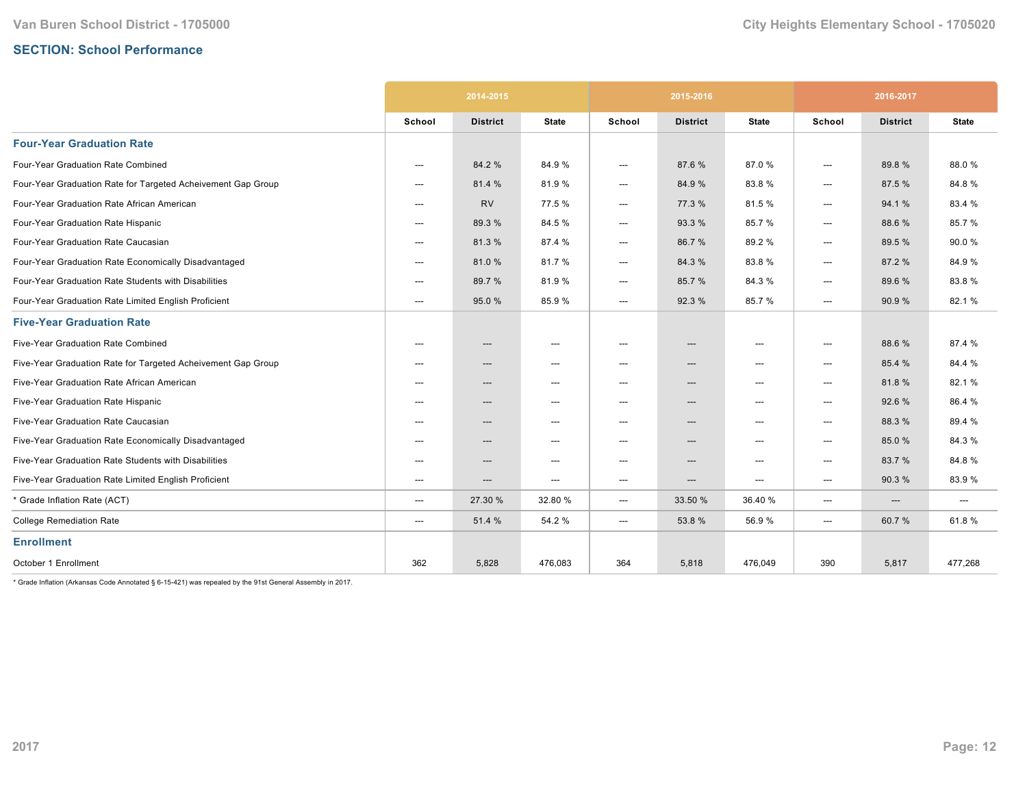## SECTION: School Performance

| | 2014-2015 | | | 2015-2016 | | | 2016-2017 | | |
|---|---|---|---|---|---|---|---|---|---|
| | School | District | State | School | District | State | School | District | State |
| **Four-Year Graduation Rate** | | | | | | | | | |
| Four-Year Graduation Rate Combined | --- | 84.2 % | 84.9 % | --- | 87.6 % | 87.0 % | --- | 89.8 % | 88.0 % |
| Four-Year Graduation Rate for Targeted Acheivement Gap Group | --- | 81.4 % | 81.9 % | --- | 84.9 % | 83.8 % | --- | 87.5 % | 84.8 % |
| Four-Year Graduation Rate African American | --- | RV | 77.5 % | --- | 77.3 % | 81.5 % | --- | 94.1 % | 83.4 % |
| Four-Year Graduation Rate Hispanic | --- | 89.3 % | 84.5 % | --- | 93.3 % | 85.7 % | --- | 88.6 % | 85.7 % |
| Four-Year Graduation Rate Caucasian | --- | 81.3 % | 87.4 % | --- | 86.7 % | 89.2 % | --- | 89.5 % | 90.0 % |
| Four-Year Graduation Rate Economically Disadvantaged | --- | 81.0 % | 81.7 % | --- | 84.3 % | 83.8 % | --- | 87.2 % | 84.9 % |
| Four-Year Graduation Rate Students with Disabilities | --- | 89.7 % | 81.9 % | --- | 85.7 % | 84.3 % | --- | 89.6 % | 83.8 % |
| Four-Year Graduation Rate Limited English Proficient | --- | 95.0 % | 85.9 % | --- | 92.3 % | 85.7 % | --- | 90.9 % | 82.1 % |
| **Five-Year Graduation Rate** | | | | | | | | | |
| Five-Year Graduation Rate Combined | --- | --- | --- | --- | --- | --- | --- | 88.6 % | 87.4 % |
| Five-Year Graduation Rate for Targeted Acheivement Gap Group | --- | --- | --- | --- | --- | --- | --- | 85.4 % | 84.4 % |
| Five-Year Graduation Rate African American | --- | --- | --- | --- | --- | --- | --- | 81.8 % | 82.1 % |
| Five-Year Graduation Rate Hispanic | --- | --- | --- | --- | --- | --- | --- | 92.6 % | 86.4 % |
| Five-Year Graduation Rate Caucasian | --- | --- | --- | --- | --- | --- | --- | 88.3 % | 89.4 % |
| Five-Year Graduation Rate Economically Disadvantaged | --- | --- | --- | --- | --- | --- | --- | 85.0 % | 84.3 % |
| Five-Year Graduation Rate Students with Disabilities | --- | --- | --- | --- | --- | --- | --- | 83.7 % | 84.8 % |
| Five-Year Graduation Rate Limited English Proficient | --- | --- | --- | --- | --- | --- | --- | 90.3 % | 83.9 % |
| * Grade Inflation Rate (ACT) | --- | 27.30 % | 32.80 % | --- | 33.50 % | 36.40 % | --- | --- | --- |
| College Remediation Rate | --- | 51.4 % | 54.2 % | --- | 53.8 % | 56.9 % | --- | 60.7 % | 61.8 % |
| **Enrollment** | | | | | | | | | |
| October 1 Enrollment | 362 | 5,828 | 476,083 | 364 | 5,818 | 476,049 | 390 | 5,817 | 477,268 |

* Grade Inflation (Arkansas Code Annotated § 6-15-421) was repealed by the 91st General Assembly in 2017.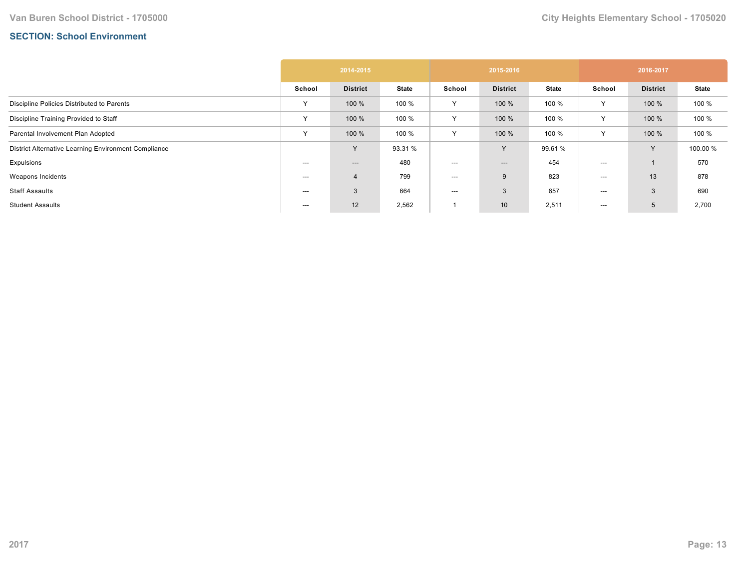Van Buren School District - 1705000

City Heights Elementary School - 1705020

## SECTION: School Environment

| | 2014-2015 | | | 2015-2016 | | | 2016-2017 | | |
|---|---|---|---|---|---|---|---|---|---|
| | School | District | State | School | District | State | School | District | State |
| Discipline Policies Distributed to Parents | Y | 100 % | 100 % | Y | 100 % | 100 % | Y | 100 % | 100 % |
| Discipline Training Provided to Staff | Y | 100 % | 100 % | Y | 100 % | 100 % | Y | 100 % | 100 % |
| Parental Involvement Plan Adopted | Y | 100 % | 100 % | Y | 100 % | 100 % | Y | 100 % | 100 % |
| District Alternative Learning Environment Compliance | | Y | 93.31 % | | Y | 99.61 % | | Y | 100.00 % |
| Expulsions | --- | --- | 480 | --- | --- | 454 | --- | 1 | 570 |
| Weapons Incidents | --- | 4 | 799 | --- | 9 | 823 | --- | 13 | 878 |
| Staff Assaults | --- | 3 | 664 | --- | 3 | 657 | --- | 3 | 690 |
| Student Assaults | --- | 12 | 2,562 | 1 | 10 | 2,511 | --- | 5 | 2,700 |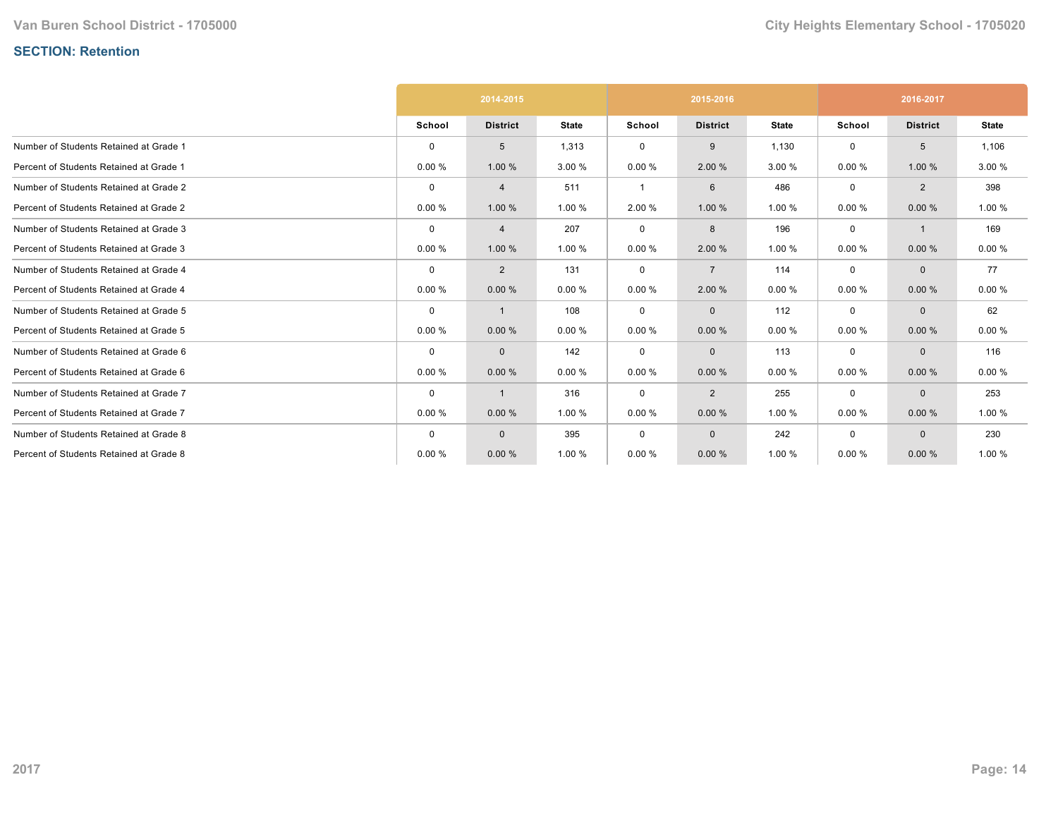## SECTION: Retention

| | 2014-2015 | | | 2015-2016 | | | 2016-2017 | | |
|---|---|---|---|---|---|---|---|---|---|
| | School | District | State | School | District | State | School | District | State |
| Number of Students Retained at Grade 1 | 0 | 5 | 1,313 | 0 | 9 | 1,130 | 0 | 5 | 1,106 |
| Percent of Students Retained at Grade 1 | 0.00 % | 1.00 % | 3.00 % | 0.00 % | 2.00 % | 3.00 % | 0.00 % | 1.00 % | 3.00 % |
| Number of Students Retained at Grade 2 | 0 | 4 | 511 | 1 | 6 | 486 | 0 | 2 | 398 |
| Percent of Students Retained at Grade 2 | 0.00 % | 1.00 % | 1.00 % | 2.00 % | 1.00 % | 1.00 % | 0.00 % | 0.00 % | 1.00 % |
| Number of Students Retained at Grade 3 | 0 | 4 | 207 | 0 | 8 | 196 | 0 | 1 | 169 |
| Percent of Students Retained at Grade 3 | 0.00 % | 1.00 % | 1.00 % | 0.00 % | 2.00 % | 1.00 % | 0.00 % | 0.00 % | 0.00 % |
| Number of Students Retained at Grade 4 | 0 | 2 | 131 | 0 | 7 | 114 | 0 | 0 | 77 |
| Percent of Students Retained at Grade 4 | 0.00 % | 0.00 % | 0.00 % | 0.00 % | 2.00 % | 0.00 % | 0.00 % | 0.00 % | 0.00 % |
| Number of Students Retained at Grade 5 | 0 | 1 | 108 | 0 | 0 | 112 | 0 | 0 | 62 |
| Percent of Students Retained at Grade 5 | 0.00 % | 0.00 % | 0.00 % | 0.00 % | 0.00 % | 0.00 % | 0.00 % | 0.00 % | 0.00 % |
| Number of Students Retained at Grade 6 | 0 | 0 | 142 | 0 | 0 | 113 | 0 | 0 | 116 |
| Percent of Students Retained at Grade 6 | 0.00 % | 0.00 % | 0.00 % | 0.00 % | 0.00 % | 0.00 % | 0.00 % | 0.00 % | 0.00 % |
| Number of Students Retained at Grade 7 | 0 | 1 | 316 | 0 | 2 | 255 | 0 | 0 | 253 |
| Percent of Students Retained at Grade 7 | 0.00 % | 0.00 % | 1.00 % | 0.00 % | 0.00 % | 1.00 % | 0.00 % | 0.00 % | 1.00 % |
| Number of Students Retained at Grade 8 | 0 | 0 | 395 | 0 | 0 | 242 | 0 | 0 | 230 |
| Percent of Students Retained at Grade 8 | 0.00 % | 0.00 % | 1.00 % | 0.00 % | 0.00 % | 1.00 % | 0.00 % | 0.00 % | 1.00 % |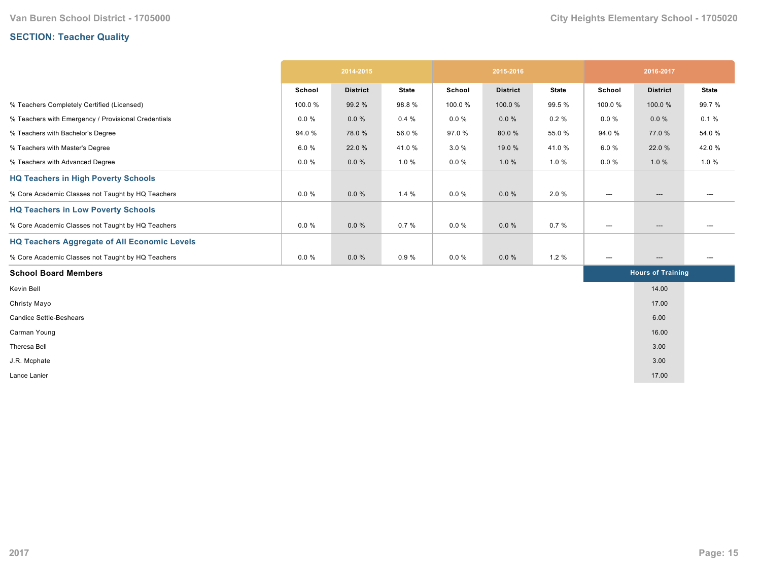## SECTION: Teacher Quality

| | 2014-2015 | | | 2015-2016 | | | 2016-2017 | | |
|---|---|---|---|---|---|---|---|---|---|
| | School | District | State | School | District | State | School | District | State |
| % Teachers Completely Certified (Licensed) | 100.0 % | 99.2 % | 98.8 % | 100.0 % | 100.0 % | 99.5 % | 100.0 % | 100.0 % | 99.7 % |
| % Teachers with Emergency / Provisional Credentials | 0.0 % | 0.0 % | 0.4 % | 0.0 % | 0.0 % | 0.2 % | 0.0 % | 0.0 % | 0.1 % |
| % Teachers with Bachelor's Degree | 94.0 % | 78.0 % | 56.0 % | 97.0 % | 80.0 % | 55.0 % | 94.0 % | 77.0 % | 54.0 % |
| % Teachers with Master's Degree | 6.0 % | 22.0 % | 41.0 % | 3.0 % | 19.0 % | 41.0 % | 6.0 % | 22.0 % | 42.0 % |
| % Teachers with Advanced Degree | 0.0 % | 0.0 % | 1.0 % | 0.0 % | 1.0 % | 1.0 % | 0.0 % | 1.0 % | 1.0 % |
| **HQ Teachers in High Poverty Schools** | | | | | | | | | |
| % Core Academic Classes not Taught by HQ Teachers | 0.0 % | 0.0 % | 1.4 % | 0.0 % | 0.0 % | 2.0 % | --- | --- | --- |
| **HQ Teachers in Low Poverty Schools** | | | | | | | | | |
| % Core Academic Classes not Taught by HQ Teachers | 0.0 % | 0.0 % | 0.7 % | 0.0 % | 0.0 % | 0.7 % | --- | --- | --- |
| **HQ Teachers Aggregate of All Economic Levels** | | | | | | | | | |
| % Core Academic Classes not Taught by HQ Teachers | 0.0 % | 0.0 % | 0.9 % | 0.0 % | 0.0 % | 1.2 % | --- | --- | --- |

| School Board Members | Hours of Training |
|---|---|
| Kevin Bell | 14.00 |
| Christy Mayo | 17.00 |
| Candice Settle-Beshears | 6.00 |
| Carman Young | 16.00 |
| Theresa Bell | 3.00 |
| J.R. Mcphate | 3.00 |
| Lance Lanier | 17.00 |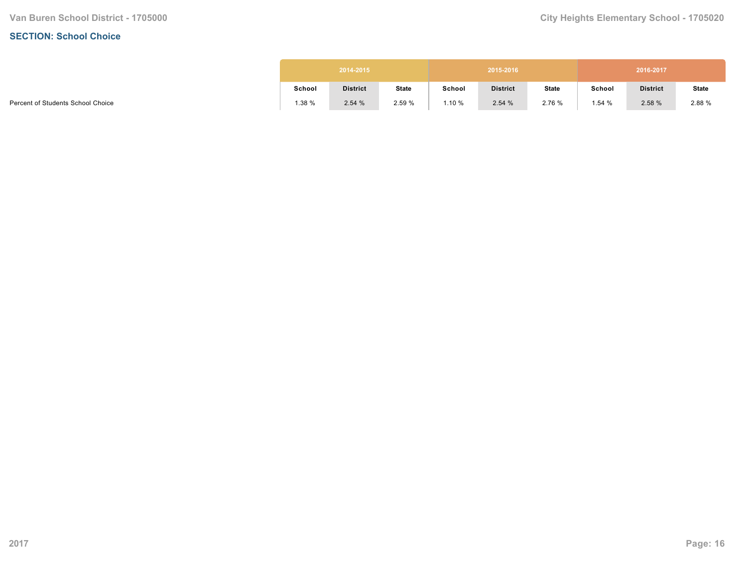## SECTION: School Choice

| | 2014-2015 | | | 2015-2016 | | | 2016-2017 | | |
|---|---|---|---|---|---|---|---|---|---|
| | School | District | State | School | District | State | School | District | State |
| Percent of Students School Choice | 1.38 % | 2.54 % | 2.59 % | 1.10 % | 2.54 % | 2.76 % | 1.54 % | 2.58 % | 2.88 % |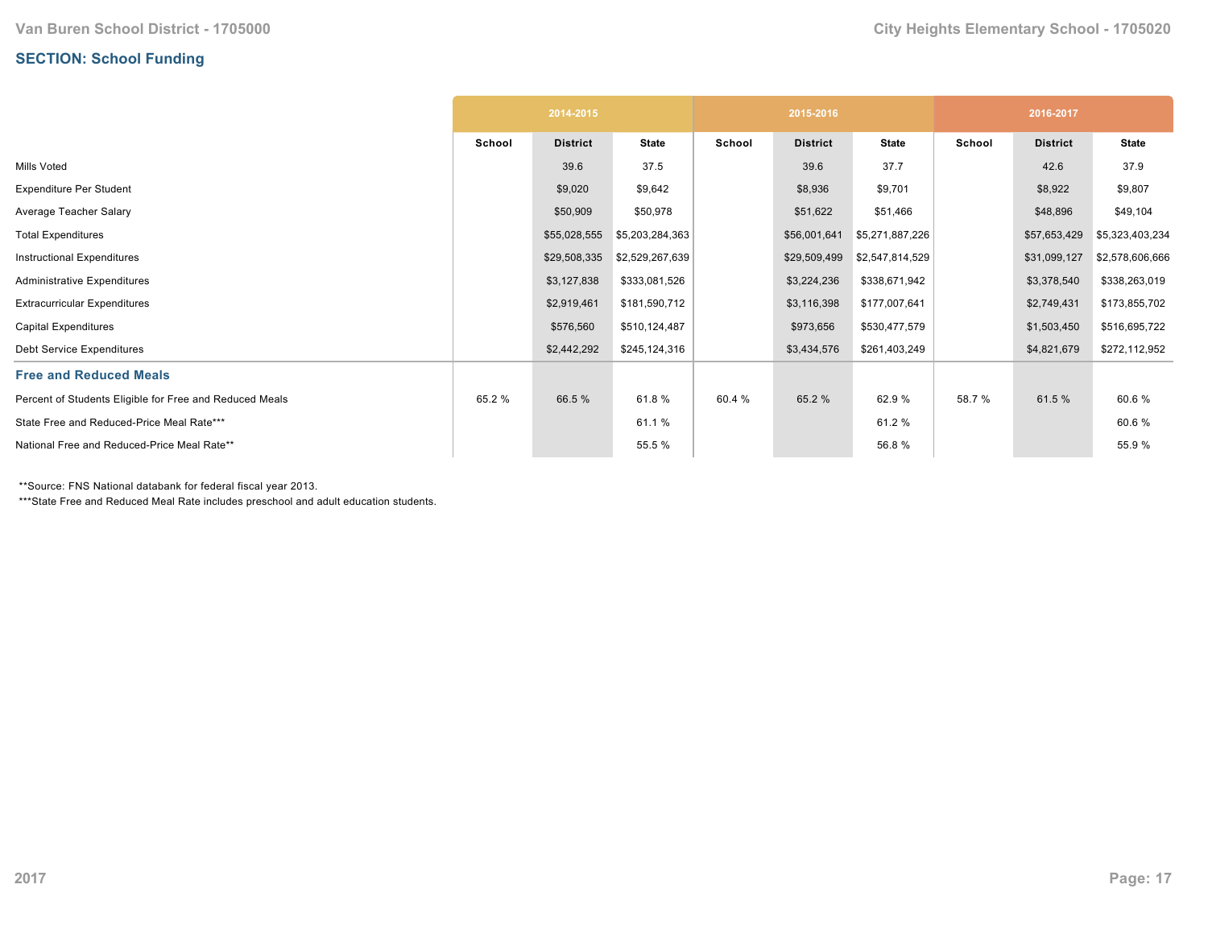## SECTION: School Funding

| | 2014-2015 | | | 2015-2016 | | | 2016-2017 | | |
|---|---|---|---|---|---|---|---|---|---|
| | School | District | State | School | District | State | School | District | State |
| Mills Voted | | 39.6 | 37.5 | | 39.6 | 37.7 | | 42.6 | 37.9 |
| Expenditure Per Student | | $9,020 | $9,642 | | $8,936 | $9,701 | | $8,922 | $9,807 |
| Average Teacher Salary | | $50,909 | $50,978 | | $51,622 | $51,466 | | $48,896 | $49,104 |
| Total Expenditures | | $55,028,555 | $5,203,284,363 | | $56,001,641 | $5,271,887,226 | | $57,653,429 | $5,323,403,234 |
| Instructional Expenditures | | $29,508,335 | $2,529,267,639 | | $29,509,499 | $2,547,814,529 | | $31,099,127 | $2,578,606,666 |
| Administrative Expenditures | | $3,127,838 | $333,081,526 | | $3,224,236 | $338,671,942 | | $3,378,540 | $338,263,019 |
| Extracurricular Expenditures | | $2,919,461 | $181,590,712 | | $3,116,398 | $177,007,641 | | $2,749,431 | $173,855,702 |
| Capital Expenditures | | $576,560 | $510,124,487 | | $973,656 | $530,477,579 | | $1,503,450 | $516,695,722 |
| Debt Service Expenditures | | $2,442,292 | $245,124,316 | | $3,434,576 | $261,403,249 | | $4,821,679 | $272,112,952 |
| **Free and Reduced Meals** | | | | | | | | | |
| Percent of Students Eligible for Free and Reduced Meals | 65.2 % | 66.5 % | 61.8 % | 60.4 % | 65.2 % | 62.9 % | 58.7 % | 61.5 % | 60.6 % |
| State Free and Reduced-Price Meal Rate*** | | | 61.1 % | | | 61.2 % | | | 60.6 % |
| National Free and Reduced-Price Meal Rate** | | | 55.5 % | | | 56.8 % | | | 55.9 % |

**Source: FNS National databank for federal fiscal year 2013.

***State Free and Reduced Meal Rate includes preschool and adult education students.